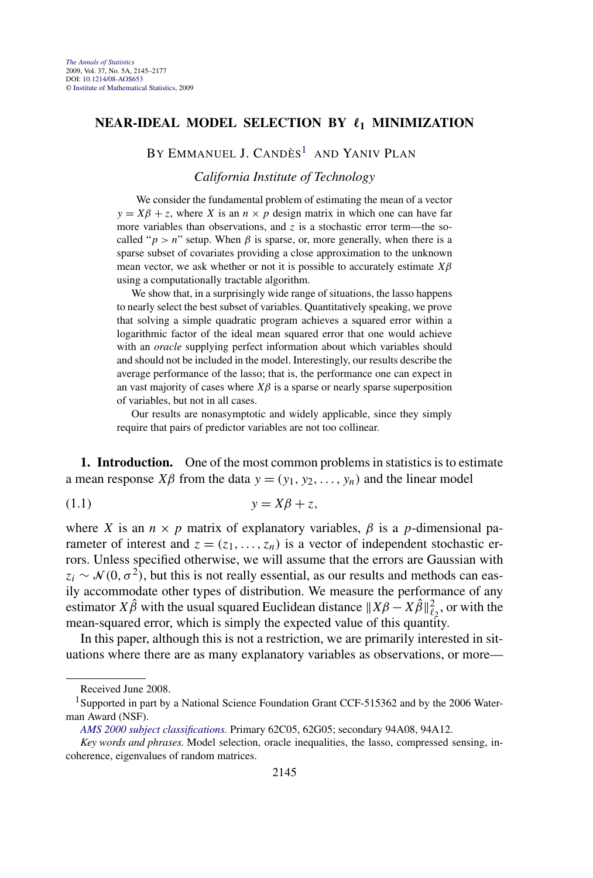# NEAR-IDEAL MODEL SELECTION BY $\ell_1$ MINIMIZATION

BY EMMANUEL J. CANDÈS[1] AND YANIV PLAN

*California Institute of Technology*

We consider the fundamental problem of estimating the mean of a vector $y = X\beta + z$, where $X$ is an $n \times p$ design matrix in which one can have far more variables than observations, and $z$ is a stochastic error term—the so-called "$p > n$" setup. When $\beta$ is sparse, or, more generally, when there is a sparse subset of covariates providing a close approximation to the unknown mean vector, we ask whether or not it is possible to accurately estimate $X\beta$ using a computationally tractable algorithm.

We show that, in a surprisingly wide range of situations, the lasso happens to nearly select the best subset of variables. Quantitatively speaking, we prove that solving a simple quadratic program achieves a squared error within a logarithmic factor of the ideal mean squared error that one would achieve with an *oracle* supplying perfect information about which variables should and should not be included in the model. Interestingly, our results describe the average performance of the lasso; that is, the performance one can expect in an vast majority of cases where $X\beta$ is a sparse or nearly sparse superposition of variables, but not in all cases.

Our results are nonasymptotic and widely applicable, since they simply require that pairs of predictor variables are not too collinear.

**1. Introduction.** One of the most common problems in statistics is to estimate a mean response $X\beta$ from the data $y = (y_1, y_2, \ldots, y_n)$ and the linear model

$$y = X\beta + z, \tag{1.1}$$

where $X$ is an $n \times p$ matrix of explanatory variables, $\beta$ is a $p$-dimensional parameter of interest and $z = (z_1, \ldots, z_n)$ is a vector of independent stochastic errors. Unless specified otherwise, we will assume that the errors are Gaussian with $z_i \sim \mathcal{N}(0, \sigma^2)$, but this is not really essential, as our results and methods can easily accommodate other types of distribution. We measure the performance of any estimator $X\hat{\beta}$ with the usual squared Euclidean distance $\|X\beta - X\hat{\beta}\|_{\ell_2}^2$, or with the mean-squared error, which is simply the expected value of this quantity.

In this paper, although this is not a restriction, we are primarily interested in situations where there are as many explanatory variables as observations, or more—

---

Received June 2008.

[1]Supported in part by a National Science Foundation Grant CCF-515362 and by the 2006 Waterman Award (NSF).

*AMS 2000 subject classifications.* Primary 62C05, 62G05; secondary 94A08, 94A12.

*Key words and phrases.* Model selection, oracle inequalities, the lasso, compressed sensing, incoherence, eigenvalues of random matrices.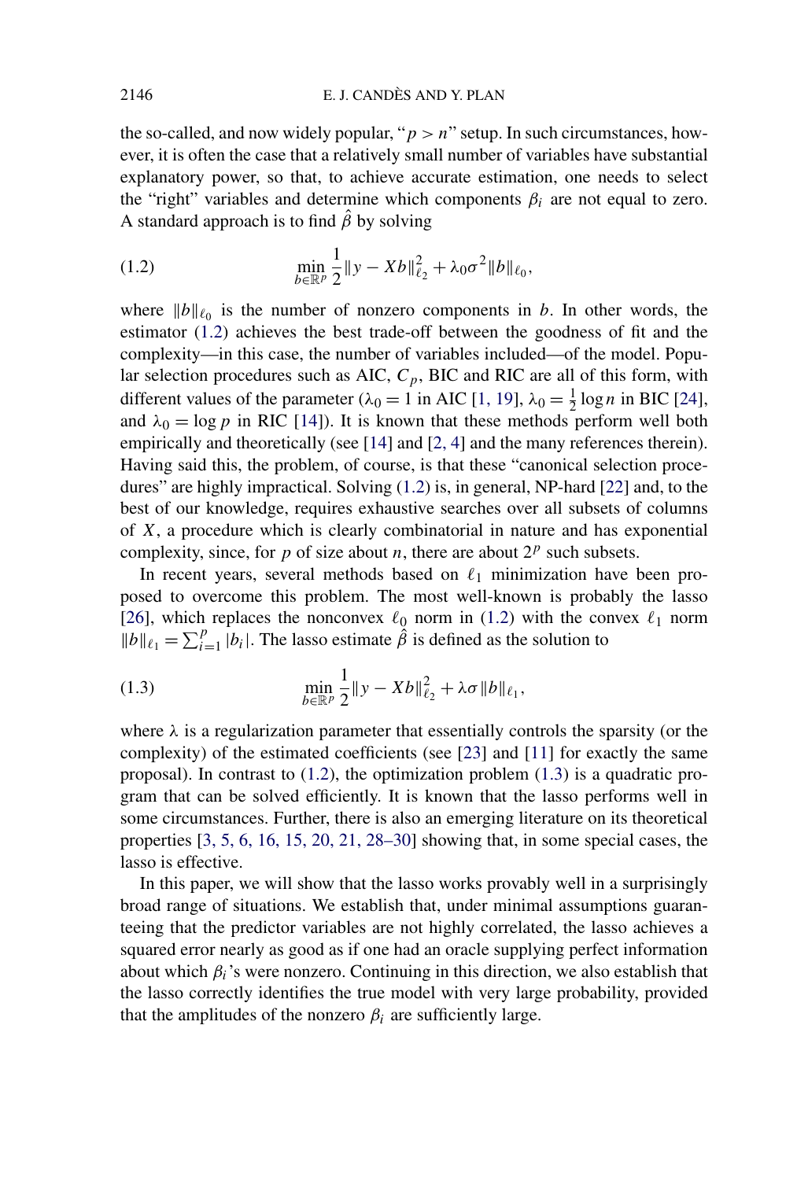the so-called, and now widely popular, "$p > n$" setup. In such circumstances, however, it is often the case that a relatively small number of variables have substantial explanatory power, so that, to achieve accurate estimation, one needs to select the "right" variables and determine which components $\beta_i$ are not equal to zero. A standard approach is to find $\hat{\beta}$ by solving

$$\min_{b \in \mathbb{R}^p} \frac{1}{2}\|y - Xb\|_{\ell_2}^2 + \lambda_0 \sigma^2 \|b\|_{\ell_0}, \tag{1.2}$$

where $\|b\|_{\ell_0}$ is the number of nonzero components in $b$. In other words, the estimator (1.2) achieves the best trade-off between the goodness of fit and the complexity—in this case, the number of variables included—of the model. Popular selection procedures such as AIC, $C_p$, BIC and RIC are all of this form, with different values of the parameter ($\lambda_0 = 1$ in AIC [1, 19], $\lambda_0 = \frac{1}{2}\log n$ in BIC [24], and $\lambda_0 = \log p$ in RIC [14]). It is known that these methods perform well both empirically and theoretically (see [14] and [2, 4] and the many references therein). Having said this, the problem, of course, is that these "canonical selection procedures" are highly impractical. Solving (1.2) is, in general, NP-hard [22] and, to the best of our knowledge, requires exhaustive searches over all subsets of columns of $X$, a procedure which is clearly combinatorial in nature and has exponential complexity, since, for $p$ of size about $n$, there are about $2^p$ such subsets.

In recent years, several methods based on $\ell_1$ minimization have been proposed to overcome this problem. The most well-known is probably the lasso [26], which replaces the nonconvex $\ell_0$ norm in (1.2) with the convex $\ell_1$ norm $\|b\|_{\ell_1} = \sum_{i=1}^p |b_i|$. The lasso estimate $\hat{\beta}$ is defined as the solution to

$$\min_{b \in \mathbb{R}^p} \frac{1}{2}\|y - Xb\|_{\ell_2}^2 + \lambda \sigma \|b\|_{\ell_1}, \tag{1.3}$$

where $\lambda$ is a regularization parameter that essentially controls the sparsity (or the complexity) of the estimated coefficients (see [23] and [11] for exactly the same proposal). In contrast to (1.2), the optimization problem (1.3) is a quadratic program that can be solved efficiently. It is known that the lasso performs well in some circumstances. Further, there is also an emerging literature on its theoretical properties [3, 5, 6, 16, 15, 20, 21, 28–30] showing that, in some special cases, the lasso is effective.

In this paper, we will show that the lasso works provably well in a surprisingly broad range of situations. We establish that, under minimal assumptions guaranteeing that the predictor variables are not highly correlated, the lasso achieves a squared error nearly as good as if one had an oracle supplying perfect information about which $\beta_i$'s were nonzero. Continuing in this direction, we also establish that the lasso correctly identifies the true model with very large probability, provided that the amplitudes of the nonzero $\beta_i$ are sufficiently large.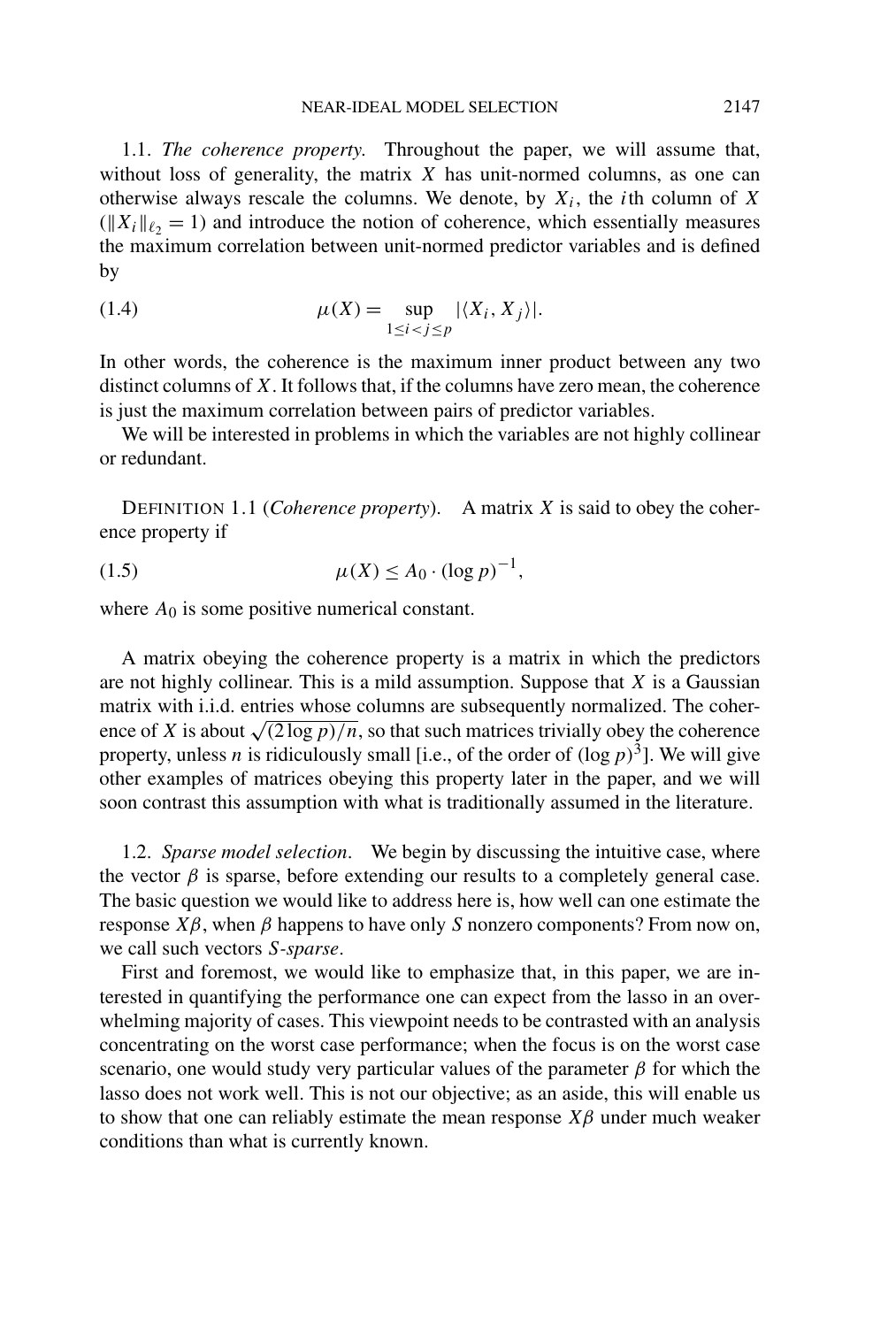1.1. *The coherence property.* Throughout the paper, we will assume that, without loss of generality, the matrix $X$ has unit-normed columns, as one can otherwise always rescale the columns. We denote, by $X_i$, the $i$th column of $X$ ($\|X_i\|_{\ell_2} = 1$) and introduce the notion of coherence, which essentially measures the maximum correlation between unit-normed predictor variables and is defined by

$$\mu(X) = \sup_{1 \le i < j \le p} |\langle X_i, X_j \rangle|. \tag{1.4}$$

In other words, the coherence is the maximum inner product between any two distinct columns of $X$. It follows that, if the columns have zero mean, the coherence is just the maximum correlation between pairs of predictor variables.

We will be interested in problems in which the variables are not highly collinear or redundant.

DEFINITION 1.1 (*Coherence property*). A matrix $X$ is said to obey the coherence property if

$$\mu(X) \le A_0 \cdot (\log p)^{-1}, \tag{1.5}$$

where $A_0$ is some positive numerical constant.

A matrix obeying the coherence property is a matrix in which the predictors are not highly collinear. This is a mild assumption. Suppose that $X$ is a Gaussian matrix with i.i.d. entries whose columns are subsequently normalized. The coherence of $X$ is about $\sqrt{(2 \log p)/n}$, so that such matrices trivially obey the coherence property, unless $n$ is ridiculously small [i.e., of the order of $(\log p)^3$]. We will give other examples of matrices obeying this property later in the paper, and we will soon contrast this assumption with what is traditionally assumed in the literature.

1.2. *Sparse model selection.* We begin by discussing the intuitive case, where the vector $\beta$ is sparse, before extending our results to a completely general case. The basic question we would like to address here is, how well can one estimate the response $X\beta$, when $\beta$ happens to have only $S$ nonzero components? From now on, we call such vectors *S-sparse*.

First and foremost, we would like to emphasize that, in this paper, we are interested in quantifying the performance one can expect from the lasso in an overwhelming majority of cases. This viewpoint needs to be contrasted with an analysis concentrating on the worst case performance; when the focus is on the worst case scenario, one would study very particular values of the parameter $\beta$ for which the lasso does not work well. This is not our objective; as an aside, this will enable us to show that one can reliably estimate the mean response $X\beta$ under much weaker conditions than what is currently known.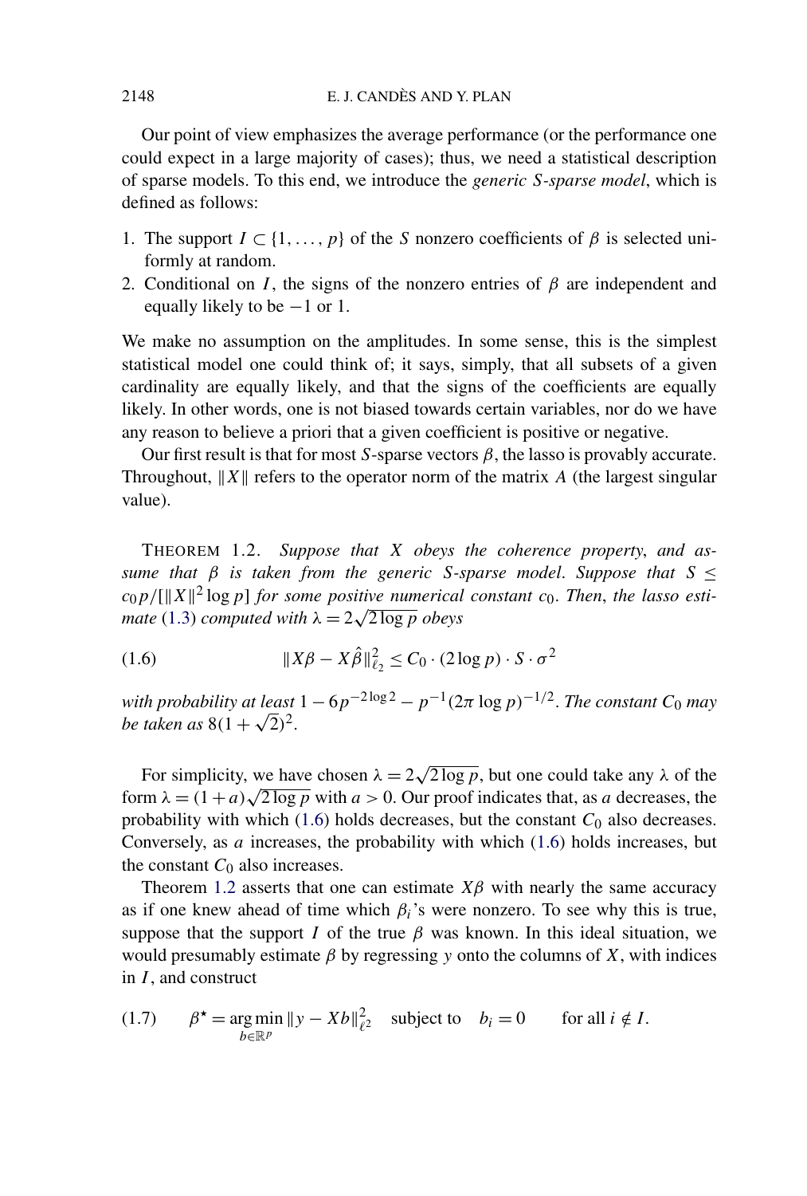Our point of view emphasizes the average performance (or the performance one could expect in a large majority of cases); thus, we need a statistical description of sparse models. To this end, we introduce the *generic S-sparse model*, which is defined as follows:

1. The support $I \subset \{1, \ldots, p\}$ of the $S$ nonzero coefficients of $\beta$ is selected uniformly at random.
2. Conditional on $I$, the signs of the nonzero entries of $\beta$ are independent and equally likely to be $-1$ or $1$.

We make no assumption on the amplitudes. In some sense, this is the simplest statistical model one could think of; it says, simply, that all subsets of a given cardinality are equally likely, and that the signs of the coefficients are equally likely. In other words, one is not biased towards certain variables, nor do we have any reason to believe a priori that a given coefficient is positive or negative.

Our first result is that for most $S$-sparse vectors $\beta$, the lasso is provably accurate. Throughout, $\|X\|$ refers to the operator norm of the matrix $A$ (the largest singular value).

THEOREM 1.2. *Suppose that $X$ obeys the coherence property, and assume that $\beta$ is taken from the generic $S$-sparse model. Suppose that $S \leq c_0 p/[\|X\|^2 \log p]$ for some positive numerical constant $c_0$. Then, the lasso estimate* (1.3) *computed with $\lambda = 2\sqrt{2 \log p}$ obeys*

$$\|X\beta - X\hat{\beta}\|_{\ell_2}^2 \leq C_0 \cdot (2 \log p) \cdot S \cdot \sigma^2 \tag{1.6}$$

*with probability at least $1 - 6p^{-2\log 2} - p^{-1}(2\pi \log p)^{-1/2}$. The constant $C_0$ may be taken as $8(1 + \sqrt{2})^2$.*

For simplicity, we have chosen $\lambda = 2\sqrt{2 \log p}$, but one could take any $\lambda$ of the form $\lambda = (1 + a)\sqrt{2 \log p}$ with $a > 0$. Our proof indicates that, as $a$ decreases, the probability with which (1.6) holds decreases, but the constant $C_0$ also decreases. Conversely, as $a$ increases, the probability with which (1.6) holds increases, but the constant $C_0$ also increases.

Theorem 1.2 asserts that one can estimate $X\beta$ with nearly the same accuracy as if one knew ahead of time which $\beta_i$'s were nonzero. To see why this is true, suppose that the support $I$ of the true $\beta$ was known. In this ideal situation, we would presumably estimate $\beta$ by regressing $y$ onto the columns of $X$, with indices in $I$, and construct

$$\beta^\star = \underset{b \in \mathbb{R}^p}{\arg\min} \|y - Xb\|_{\ell^2}^2 \quad \text{subject to} \quad b_i = 0 \qquad \text{for all } i \notin I. \tag{1.7}$$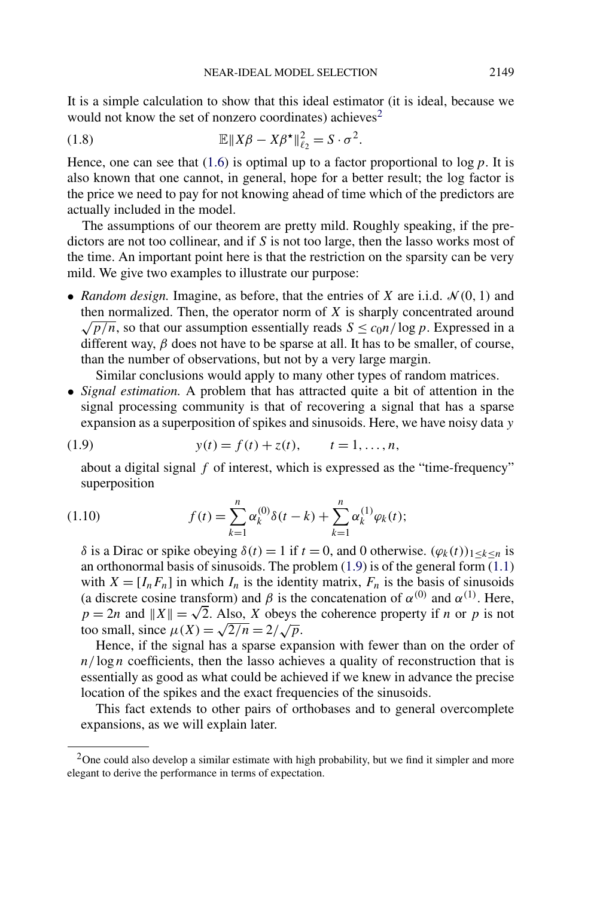It is a simple calculation to show that this ideal estimator (it is ideal, because we would not know the set of nonzero coordinates) achieves[2]

$$\mathbb{E}\|X\beta - X\beta^\star\|_{\ell_2}^2 = S \cdot \sigma^2. \tag{1.8}$$

Hence, one can see that (1.6) is optimal up to a factor proportional to $\log p$. It is also known that one cannot, in general, hope for a better result; the log factor is the price we need to pay for not knowing ahead of time which of the predictors are actually included in the model.

The assumptions of our theorem are pretty mild. Roughly speaking, if the predictors are not too collinear, and if $S$ is not too large, then the lasso works most of the time. An important point here is that the restriction on the sparsity can be very mild. We give two examples to illustrate our purpose:

- *Random design.* Imagine, as before, that the entries of $X$ are i.i.d. $\mathcal{N}(0,1)$ and then normalized. Then, the operator norm of $X$ is sharply concentrated around $\sqrt{p/n}$, so that our assumption essentially reads $S \le c_0 n/\log p$. Expressed in a different way, $\beta$ does not have to be sparse at all. It has to be smaller, of course, than the number of observations, but not by a very large margin.

  Similar conclusions would apply to many other types of random matrices.
- *Signal estimation.* A problem that has attracted quite a bit of attention in the signal processing community is that of recovering a signal that has a sparse expansion as a superposition of spikes and sinusoids. Here, we have noisy data $y$

$$y(t) = f(t) + z(t), \qquad t = 1, \ldots, n, \tag{1.9}$$

  about a digital signal $f$ of interest, which is expressed as the "time-frequency" superposition

$$f(t) = \sum_{k=1}^{n} \alpha_k^{(0)} \delta(t-k) + \sum_{k=1}^{n} \alpha_k^{(1)} \varphi_k(t); \tag{1.10}$$

  $\delta$ is a Dirac or spike obeying $\delta(t) = 1$ if $t = 0$, and 0 otherwise. $(\varphi_k(t))_{1 \le k \le n}$ is an orthonormal basis of sinusoids. The problem (1.9) is of the general form (1.1) with $X = [I_n F_n]$ in which $I_n$ is the identity matrix, $F_n$ is the basis of sinusoids (a discrete cosine transform) and $\beta$ is the concatenation of $\alpha^{(0)}$ and $\alpha^{(1)}$. Here, $p = 2n$ and $\|X\| = \sqrt{2}$. Also, $X$ obeys the coherence property if $n$ or $p$ is not too small, since $\mu(X) = \sqrt{2/n} = 2/\sqrt{p}$.

  Hence, if the signal has a sparse expansion with fewer than on the order of $n/\log n$ coefficients, then the lasso achieves a quality of reconstruction that is essentially as good as what could be achieved if we knew in advance the precise location of the spikes and the exact frequencies of the sinusoids.

  This fact extends to other pairs of orthobases and to general overcomplete expansions, as we will explain later.

---

[2]One could also develop a similar estimate with high probability, but we find it simpler and more elegant to derive the performance in terms of expectation.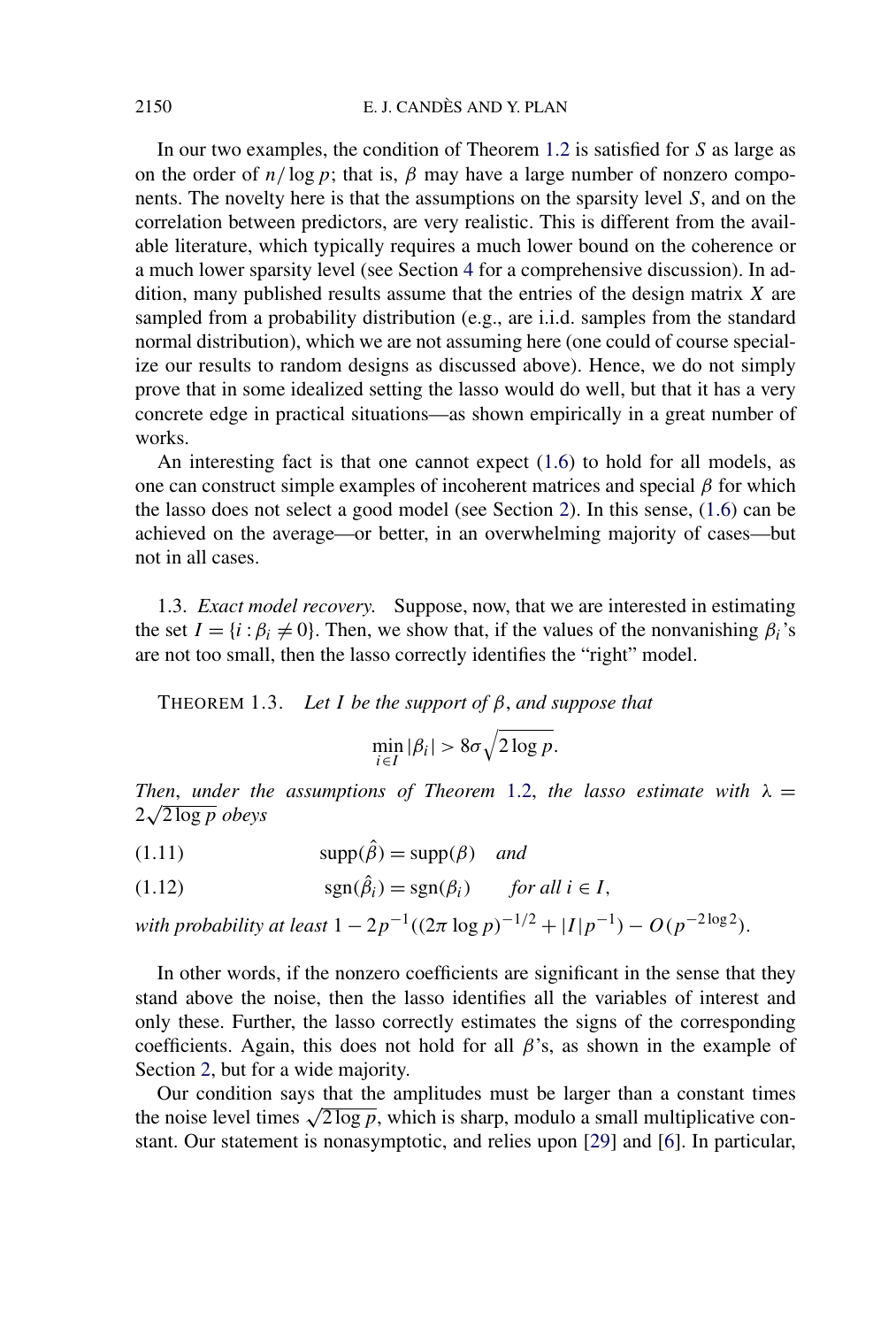In our two examples, the condition of Theorem 1.2 is satisfied for $S$ as large as on the order of $n/\log p$; that is, $\beta$ may have a large number of nonzero components. The novelty here is that the assumptions on the sparsity level $S$, and on the correlation between predictors, are very realistic. This is different from the available literature, which typically requires a much lower bound on the coherence or a much lower sparsity level (see Section 4 for a comprehensive discussion). In addition, many published results assume that the entries of the design matrix $X$ are sampled from a probability distribution (e.g., are i.i.d. samples from the standard normal distribution), which we are not assuming here (one could of course specialize our results to random designs as discussed above). Hence, we do not simply prove that in some idealized setting the lasso would do well, but that it has a very concrete edge in practical situations—as shown empirically in a great number of works.

An interesting fact is that one cannot expect (1.6) to hold for all models, as one can construct simple examples of incoherent matrices and special $\beta$ for which the lasso does not select a good model (see Section 2). In this sense, (1.6) can be achieved on the average—or better, in an overwhelming majority of cases—but not in all cases.

1.3. *Exact model recovery.* Suppose, now, that we are interested in estimating the set $I = \{i : \beta_i \neq 0\}$. Then, we show that, if the values of the nonvanishing $\beta_i$'s are not too small, then the lasso correctly identifies the "right" model.

THEOREM 1.3. *Let $I$ be the support of $\beta$, and suppose that*

$$\min_{i \in I} |\beta_i| > 8\sigma\sqrt{2\log p}.$$

*Then, under the assumptions of Theorem 1.2, the lasso estimate with $\lambda = 2\sqrt{2\log p}$ obeys*

$$\operatorname{supp}(\hat{\beta}) = \operatorname{supp}(\beta) \quad \text{and} \tag{1.11}$$

$$\operatorname{sgn}(\hat{\beta}_i) = \operatorname{sgn}(\beta_i) \qquad \text{for all } i \in I, \tag{1.12}$$

*with probability at least $1 - 2p^{-1}((2\pi \log p)^{-1/2} + |I|p^{-1}) - O(p^{-2\log 2})$.*

In other words, if the nonzero coefficients are significant in the sense that they stand above the noise, then the lasso identifies all the variables of interest and only these. Further, the lasso correctly estimates the signs of the corresponding coefficients. Again, this does not hold for all $\beta$'s, as shown in the example of Section 2, but for a wide majority.

Our condition says that the amplitudes must be larger than a constant times the noise level times $\sqrt{2\log p}$, which is sharp, modulo a small multiplicative constant. Our statement is nonasymptotic, and relies upon [29] and [6]. In particular,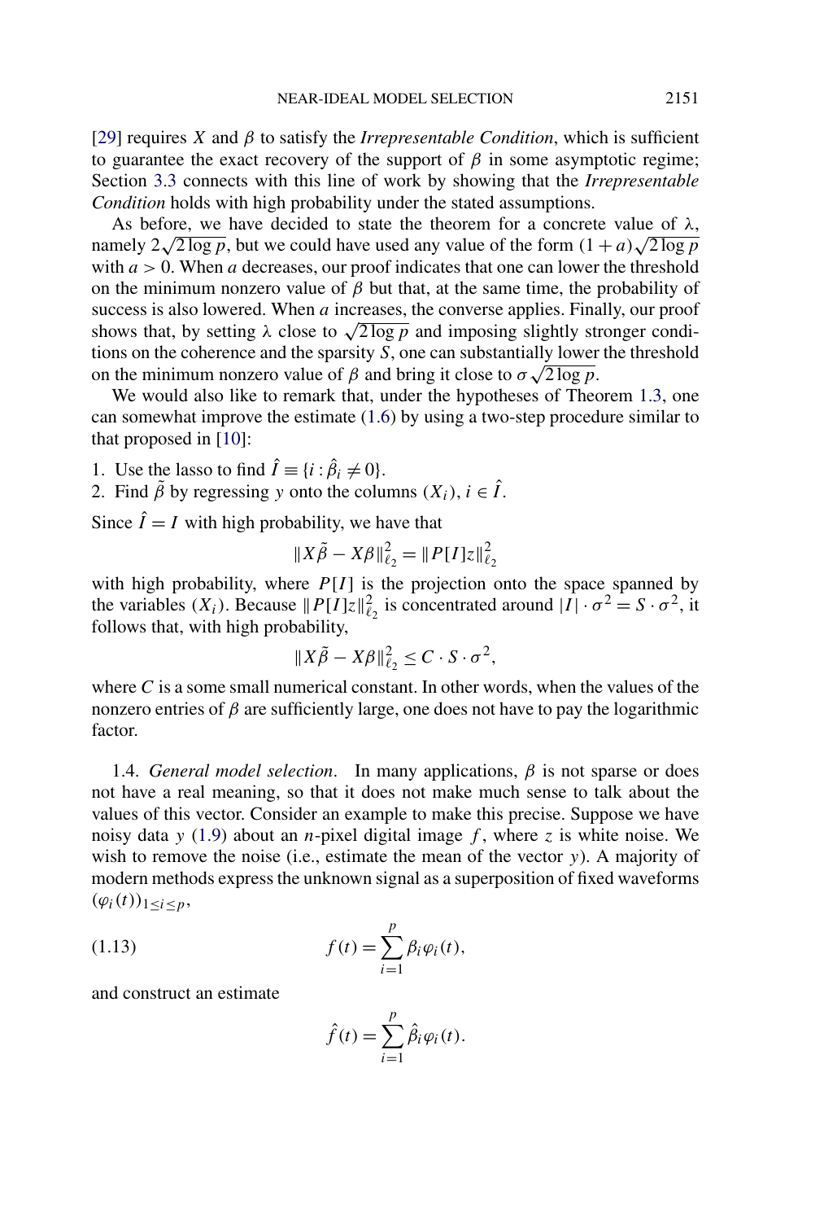[29] requires $X$ and $\beta$ to satisfy the *Irrepresentable Condition*, which is sufficient to guarantee the exact recovery of the support of $\beta$ in some asymptotic regime; Section 3.3 connects with this line of work by showing that the *Irrepresentable Condition* holds with high probability under the stated assumptions.

As before, we have decided to state the theorem for a concrete value of $\lambda$, namely $2\sqrt{2\log p}$, but we could have used any value of the form $(1+a)\sqrt{2\log p}$ with $a > 0$. When $a$ decreases, our proof indicates that one can lower the threshold on the minimum nonzero value of $\beta$ but that, at the same time, the probability of success is also lowered. When $a$ increases, the converse applies. Finally, our proof shows that, by setting $\lambda$ close to $\sqrt{2\log p}$ and imposing slightly stronger conditions on the coherence and the sparsity $S$, one can substantially lower the threshold on the minimum nonzero value of $\beta$ and bring it close to $\sigma\sqrt{2\log p}$.

We would also like to remark that, under the hypotheses of Theorem 1.3, one can somewhat improve the estimate (1.6) by using a two-step procedure similar to that proposed in [10]:

1. Use the lasso to find $\hat{I} \equiv \{i : \hat{\beta}_i \neq 0\}$.
2. Find $\tilde{\beta}$ by regressing $y$ onto the columns $(X_i)$, $i \in \hat{I}$.

Since $\hat{I} = I$ with high probability, we have that

$$\|X\tilde{\beta} - X\beta\|_{\ell_2}^2 = \|P[I]z\|_{\ell_2}^2$$

with high probability, where $P[I]$ is the projection onto the space spanned by the variables $(X_i)$. Because $\|P[I]z\|_{\ell_2}^2$ is concentrated around $|I| \cdot \sigma^2 = S \cdot \sigma^2$, it follows that, with high probability,

$$\|X\tilde{\beta} - X\beta\|_{\ell_2}^2 \leq C \cdot S \cdot \sigma^2,$$

where $C$ is a some small numerical constant. In other words, when the values of the nonzero entries of $\beta$ are sufficiently large, one does not have to pay the logarithmic factor.

### 1.4. *General model selection*.

In many applications, $\beta$ is not sparse or does not have a real meaning, so that it does not make much sense to talk about the values of this vector. Consider an example to make this precise. Suppose we have noisy data $y$ (1.9) about an $n$-pixel digital image $f$, where $z$ is white noise. We wish to remove the noise (i.e., estimate the mean of the vector $y$). A majority of modern methods express the unknown signal as a superposition of fixed waveforms $(\varphi_i(t))_{1\leq i\leq p}$,

$$f(t) = \sum_{i=1}^{p} \beta_i \varphi_i(t), \tag{1.13}$$

and construct an estimate

$$\hat{f}(t) = \sum_{i=1}^{p} \hat{\beta}_i \varphi_i(t).$$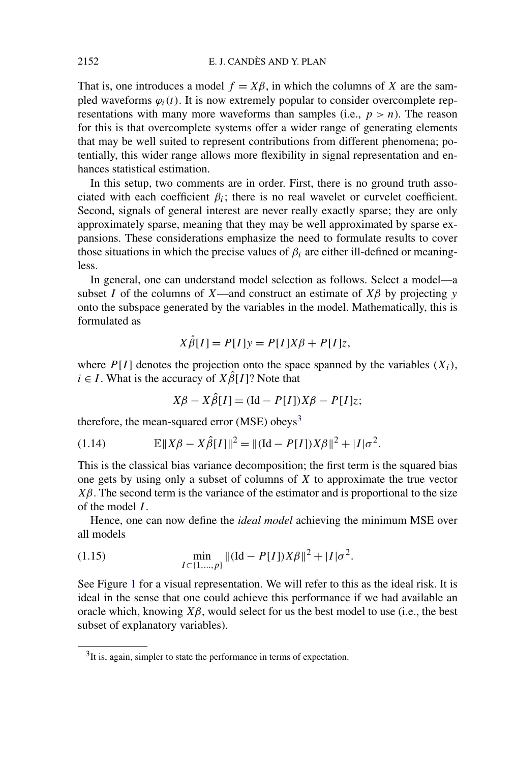That is, one introduces a model $f = X\beta$, in which the columns of $X$ are the sampled waveforms $\varphi_i(t)$. It is now extremely popular to consider overcomplete representations with many more waveforms than samples (i.e., $p > n$). The reason for this is that overcomplete systems offer a wider range of generating elements that may be well suited to represent contributions from different phenomena; potentially, this wider range allows more flexibility in signal representation and enhances statistical estimation.

In this setup, two comments are in order. First, there is no ground truth associated with each coefficient $\beta_i$; there is no real wavelet or curvelet coefficient. Second, signals of general interest are never really exactly sparse; they are only approximately sparse, meaning that they may be well approximated by sparse expansions. These considerations emphasize the need to formulate results to cover those situations in which the precise values of $\beta_i$ are either ill-defined or meaningless.

In general, one can understand model selection as follows. Select a model—a subset $I$ of the columns of $X$—and construct an estimate of $X\beta$ by projecting $y$ onto the subspace generated by the variables in the model. Mathematically, this is formulated as

$$X\hat{\beta}[I] = P[I]y = P[I]X\beta + P[I]z,$$

where $P[I]$ denotes the projection onto the space spanned by the variables $(X_i)$, $i \in I$. What is the accuracy of $X\hat{\beta}[I]$? Note that

$$X\beta - X\hat{\beta}[I] = (\mathrm{Id} - P[I])X\beta - P[I]z;$$

therefore, the mean-squared error (MSE) obeys[3]

$$\mathbb{E}\|X\beta - X\hat{\beta}[I]\|^2 = \|(\mathrm{Id} - P[I])X\beta\|^2 + |I|\sigma^2. \tag{1.14}$$

This is the classical bias variance decomposition; the first term is the squared bias one gets by using only a subset of columns of $X$ to approximate the true vector $X\beta$. The second term is the variance of the estimator and is proportional to the size of the model $I$.

Hence, one can now define the *ideal model* achieving the minimum MSE over all models

$$\min_{I \subset \{1,\dots,p\}} \|(\mathrm{Id} - P[I])X\beta\|^2 + |I|\sigma^2. \tag{1.15}$$

See Figure 1 for a visual representation. We will refer to this as the ideal risk. It is ideal in the sense that one could achieve this performance if we had available an oracle which, knowing $X\beta$, would select for us the best model to use (i.e., the best subset of explanatory variables).

[3]It is, again, simpler to state the performance in terms of expectation.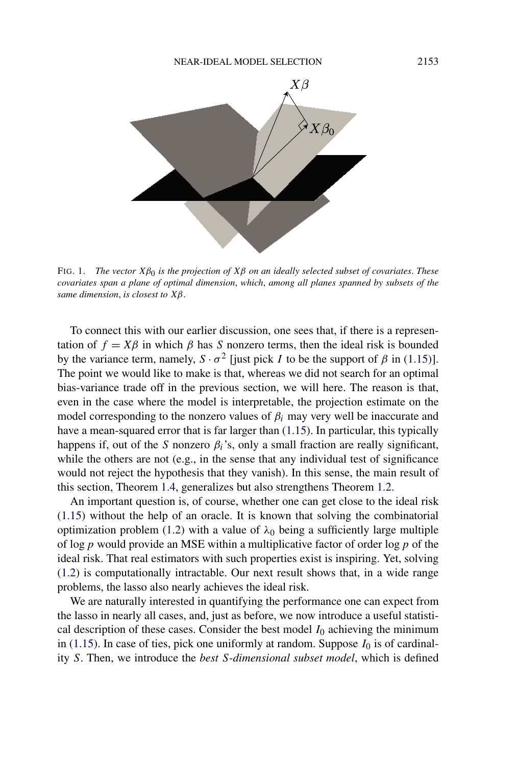FIG. 1. *The vector $X\beta_0$ is the projection of $X\beta$ on an ideally selected subset of covariates. These covariates span a plane of optimal dimension, which, among all planes spanned by subsets of the same dimension, is closest to $X\beta$.*

To connect this with our earlier discussion, one sees that, if there is a representation of $f = X\beta$ in which $\beta$ has $S$ nonzero terms, then the ideal risk is bounded by the variance term, namely, $S \cdot \sigma^2$ [just pick $I$ to be the support of $\beta$ in (1.15)]. The point we would like to make is that, whereas we did not search for an optimal bias-variance trade off in the previous section, we will here. The reason is that, even in the case where the model is interpretable, the projection estimate on the model corresponding to the nonzero values of $\beta_i$ may very well be inaccurate and have a mean-squared error that is far larger than (1.15). In particular, this typically happens if, out of the $S$ nonzero $\beta_i$'s, only a small fraction are really significant, while the others are not (e.g., in the sense that any individual test of significance would not reject the hypothesis that they vanish). In this sense, the main result of this section, Theorem 1.4, generalizes but also strengthens Theorem 1.2.

An important question is, of course, whether one can get close to the ideal risk (1.15) without the help of an oracle. It is known that solving the combinatorial optimization problem (1.2) with a value of $\lambda_0$ being a sufficiently large multiple of $\log p$ would provide an MSE within a multiplicative factor of order $\log p$ of the ideal risk. That real estimators with such properties exist is inspiring. Yet, solving (1.2) is computationally intractable. Our next result shows that, in a wide range problems, the lasso also nearly achieves the ideal risk.

We are naturally interested in quantifying the performance one can expect from the lasso in nearly all cases, and, just as before, we now introduce a useful statistical description of these cases. Consider the best model $I_0$ achieving the minimum in (1.15). In case of ties, pick one uniformly at random. Suppose $I_0$ is of cardinality $S$. Then, we introduce the *best $S$-dimensional subset model*, which is defined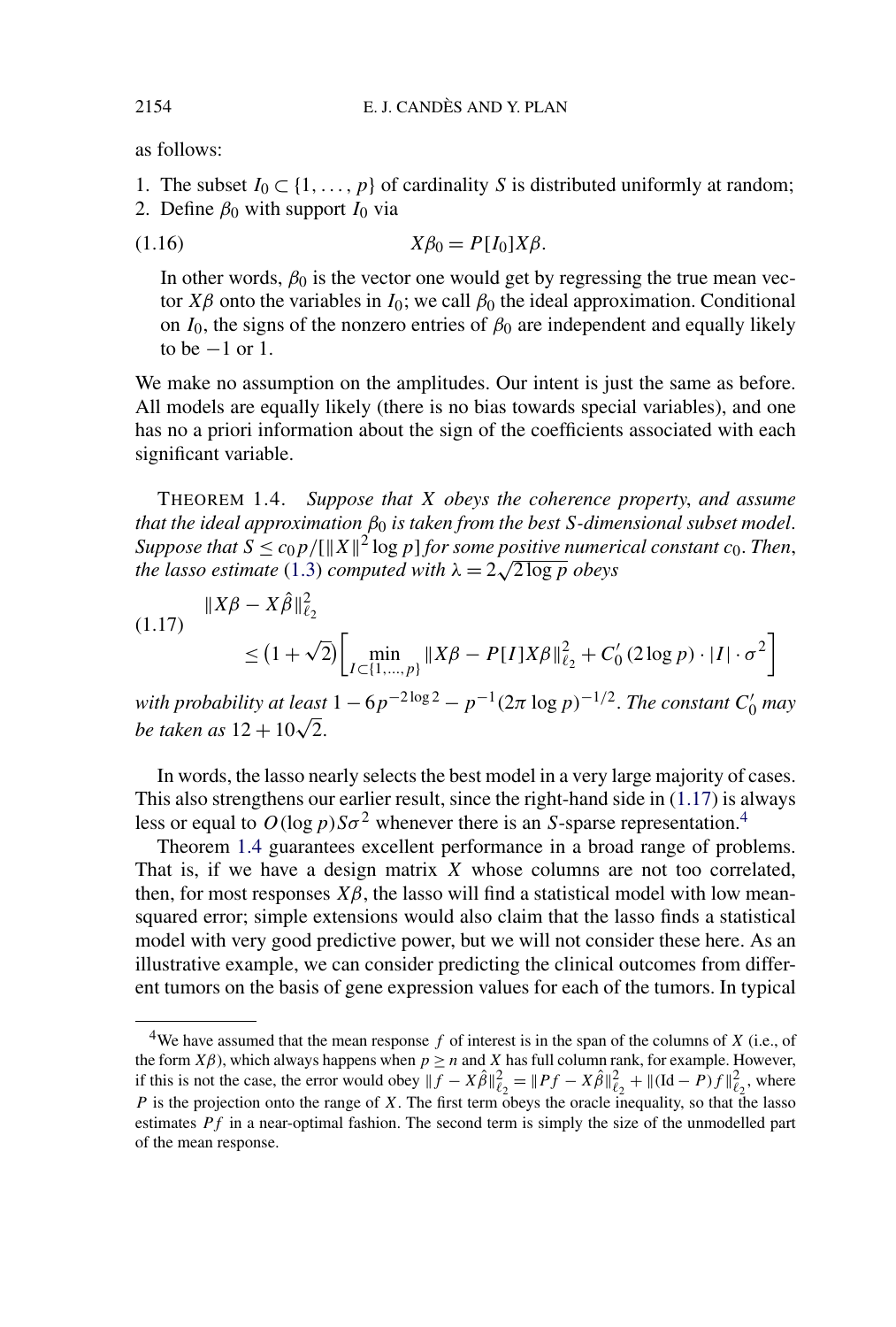as follows:

1. The subset $I_0 \subset \{1, \dots, p\}$ of cardinality $S$ is distributed uniformly at random;
2. Define $\beta_0$ with support $I_0$ via

$$X\beta_0 = P[I_0]X\beta. \tag{1.16}$$

   In other words, $\beta_0$ is the vector one would get by regressing the true mean vector $X\beta$ onto the variables in $I_0$; we call $\beta_0$ the ideal approximation. Conditional on $I_0$, the signs of the nonzero entries of $\beta_0$ are independent and equally likely to be $-1$ or 1.

We make no assumption on the amplitudes. Our intent is just the same as before. All models are equally likely (there is no bias towards special variables), and one has no a priori information about the sign of the coefficients associated with each significant variable.

THEOREM 1.4. *Suppose that $X$ obeys the coherence property, and assume that the ideal approximation $\beta_0$ is taken from the best $S$-dimensional subset model. Suppose that $S \le c_0 p/[\|X\|^2 \log p]$ for some positive numerical constant $c_0$. Then, the lasso estimate* (1.3) *computed with $\lambda = 2\sqrt{2\log p}$ obeys*

$$\begin{aligned}
&\|X\beta - X\hat{\beta}\|_{\ell_2}^2 \\
&\quad \le (1+\sqrt{2})\Big[\min_{I \subset \{1,\dots,p\}} \|X\beta - P[I]X\beta\|_{\ell_2}^2 + C_0'(2\log p)\cdot |I| \cdot \sigma^2\Big]
\end{aligned} \tag{1.17}$$

*with probability at least $1 - 6p^{-2\log 2} - p^{-1}(2\pi \log p)^{-1/2}$. The constant $C_0'$ may be taken as $12 + 10\sqrt{2}$.*

In words, the lasso nearly selects the best model in a very large majority of cases. This also strengthens our earlier result, since the right-hand side in (1.17) is always less or equal to $O(\log p)S\sigma^2$ whenever there is an $S$-sparse representation.[4]

Theorem 1.4 guarantees excellent performance in a broad range of problems. That is, if we have a design matrix $X$ whose columns are not too correlated, then, for most responses $X\beta$, the lasso will find a statistical model with low mean-squared error; simple extensions would also claim that the lasso finds a statistical model with very good predictive power, but we will not consider these here. As an illustrative example, we can consider predicting the clinical outcomes from different tumors on the basis of gene expression values for each of the tumors. In typical

[4]We have assumed that the mean response $f$ of interest is in the span of the columns of $X$ (i.e., of the form $X\beta$), which always happens when $p \ge n$ and $X$ has full column rank, for example. However, if this is not the case, the error would obey $\|f - X\hat{\beta}\|_{\ell_2}^2 = \|Pf - X\hat{\beta}\|_{\ell_2}^2 + \|(\mathrm{Id} - P)f\|_{\ell_2}^2$, where $P$ is the projection onto the range of $X$. The first term obeys the oracle inequality, so that the lasso estimates $Pf$ in a near-optimal fashion. The second term is simply the size of the unmodelled part of the mean response.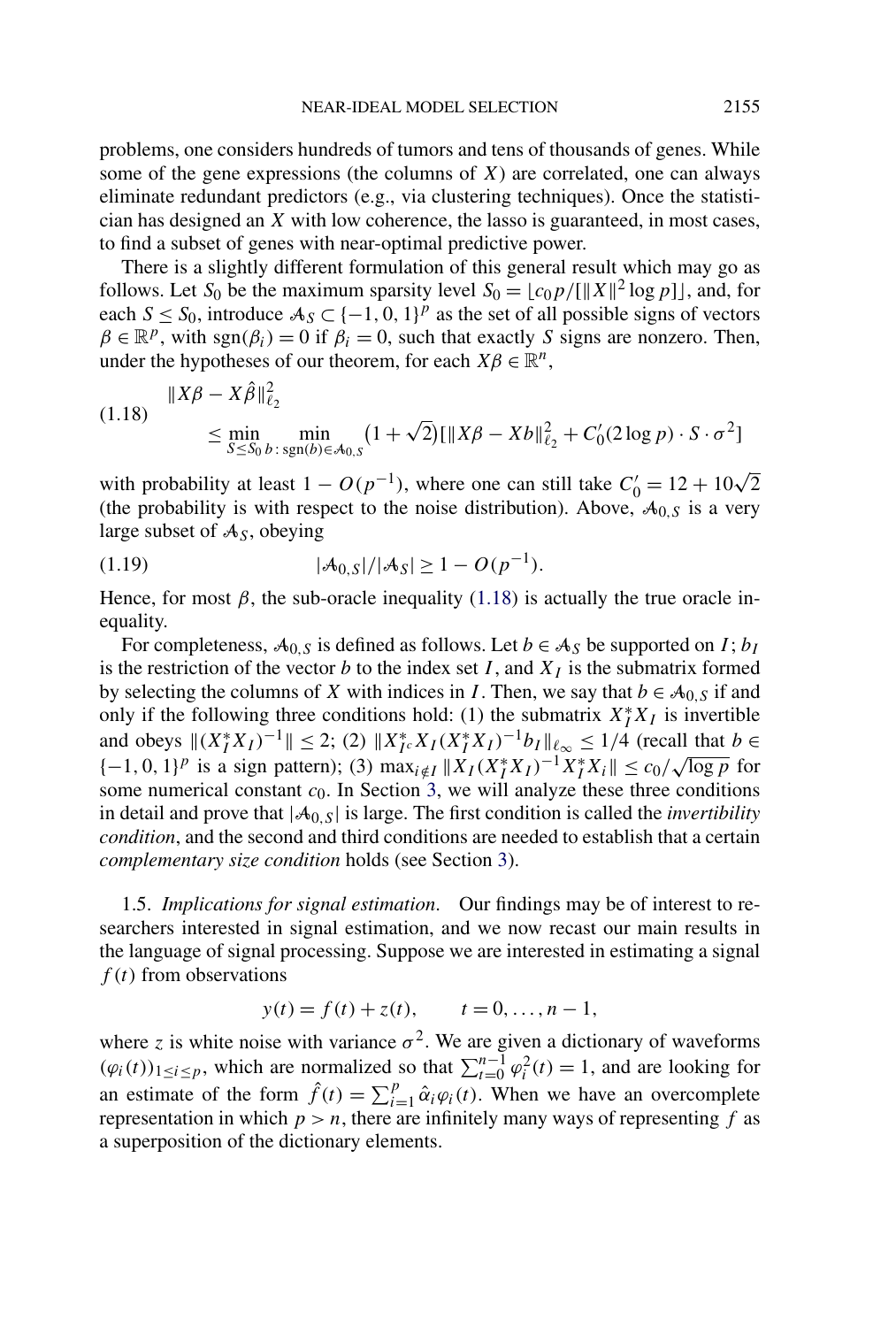problems, one considers hundreds of tumors and tens of thousands of genes. While some of the gene expressions (the columns of $X$) are correlated, one can always eliminate redundant predictors (e.g., via clustering techniques). Once the statistician has designed an $X$ with low coherence, the lasso is guaranteed, in most cases, to find a subset of genes with near-optimal predictive power.

There is a slightly different formulation of this general result which may go as follows. Let $S_0$ be the maximum sparsity level $S_0 = \lfloor c_0 p / [\|X\|^2 \log p] \rfloor$, and, for each $S \le S_0$, introduce $\mathcal{A}_S \subset \{-1, 0, 1\}^p$ as the set of all possible signs of vectors $\beta \in \mathbb{R}^p$, with $\operatorname{sgn}(\beta_i) = 0$ if $\beta_i = 0$, such that exactly $S$ signs are nonzero. Then, under the hypotheses of our theorem, for each $X\beta \in \mathbb{R}^n$,

$$
\begin{aligned}
&\|X\beta - X\hat{\beta}\|_{\ell_2}^2 \\
&\quad \le \min_{S \le S_0} \min_{b : \operatorname{sgn}(b) \in \mathcal{A}_{0,S}} (1 + \sqrt{2})[\|X\beta - Xb\|_{\ell_2}^2 + C_0'(2\log p) \cdot S \cdot \sigma^2]
\end{aligned}
\tag{1.18}
$$

with probability at least $1 - O(p^{-1})$, where one can still take $C_0' = 12 + 10\sqrt{2}$ (the probability is with respect to the noise distribution). Above, $\mathcal{A}_{0,S}$ is a very large subset of $\mathcal{A}_S$, obeying

$$
|\mathcal{A}_{0,S}| / |\mathcal{A}_S| \ge 1 - O(p^{-1}). \tag{1.19}
$$

Hence, for most $\beta$, the sub-oracle inequality (1.18) is actually the true oracle inequality.

For completeness, $\mathcal{A}_{0,S}$ is defined as follows. Let $b \in \mathcal{A}_S$ be supported on $I$; $b_I$ is the restriction of the vector $b$ to the index set $I$, and $X_I$ is the submatrix formed by selecting the columns of $X$ with indices in $I$. Then, we say that $b \in \mathcal{A}_{0,S}$ if and only if the following three conditions hold: (1) the submatrix $X_I^* X_I$ is invertible and obeys $\|(X_I^* X_I)^{-1}\| \le 2$; (2) $\|X_{I^c}^* X_I (X_I^* X_I)^{-1} b_I\|_{\ell_\infty} \le 1/4$ (recall that $b \in \{-1, 0, 1\}^p$ is a sign pattern); (3) $\max_{i \notin I} \|X_I (X_I^* X_I)^{-1} X_I^* X_i\| \le c_0 / \sqrt{\log p}$ for some numerical constant $c_0$. In Section 3, we will analyze these three conditions in detail and prove that $|\mathcal{A}_{0,S}|$ is large. The first condition is called the *invertibility condition*, and the second and third conditions are needed to establish that a certain *complementary size condition* holds (see Section 3).

### 1.5. *Implications for signal estimation*.

Our findings may be of interest to researchers interested in signal estimation, and we now recast our main results in the language of signal processing. Suppose we are interested in estimating a signal $f(t)$ from observations

$$
y(t) = f(t) + z(t), \qquad t = 0, \ldots, n-1,
$$

where $z$ is white noise with variance $\sigma^2$. We are given a dictionary of waveforms $(\varphi_i(t))_{1 \le i \le p}$, which are normalized so that $\sum_{t=0}^{n-1} \varphi_i^2(t) = 1$, and are looking for an estimate of the form $\hat{f}(t) = \sum_{i=1}^p \hat{\alpha}_i \varphi_i(t)$. When we have an overcomplete representation in which $p > n$, there are infinitely many ways of representing $f$ as a superposition of the dictionary elements.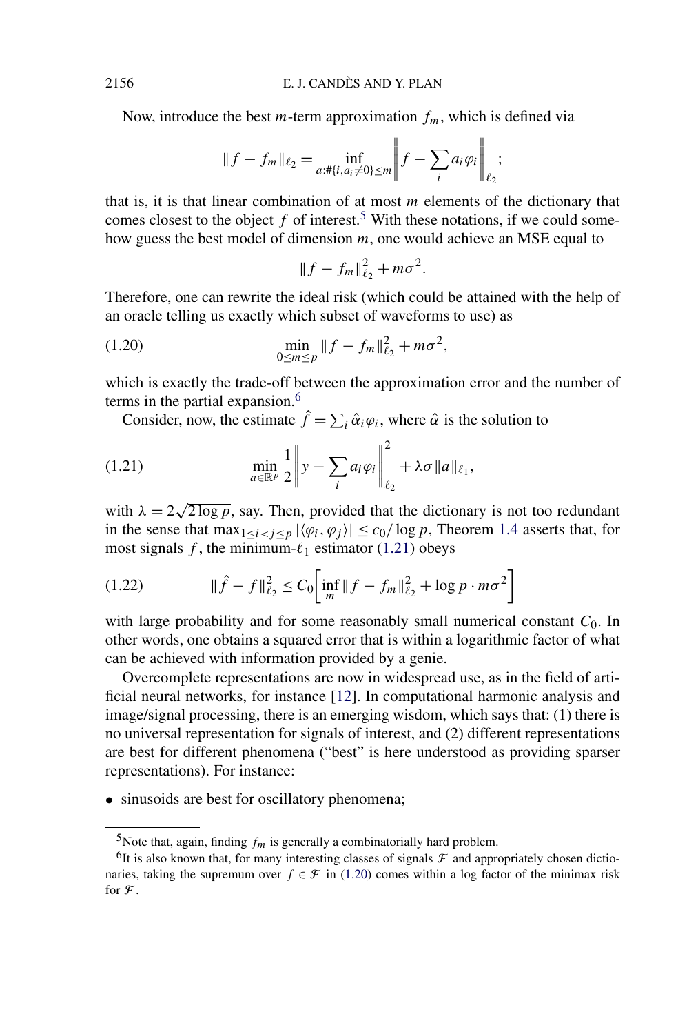Now, introduce the best $m$-term approximation $f_m$, which is defined via

$$\|f - f_m\|_{\ell_2} = \inf_{a:\#\{i, a_i \neq 0\} \leq m} \left\| f - \sum_i a_i \varphi_i \right\|_{\ell_2};$$

that is, it is that linear combination of at most $m$ elements of the dictionary that comes closest to the object $f$ of interest.[5] With these notations, if we could somehow guess the best model of dimension $m$, one would achieve an MSE equal to

$$\|f - f_m\|_{\ell_2}^2 + m\sigma^2.$$

Therefore, one can rewrite the ideal risk (which could be attained with the help of an oracle telling us exactly which subset of waveforms to use) as

$$\min_{0 \leq m \leq p} \|f - f_m\|_{\ell_2}^2 + m\sigma^2, \tag{1.20}$$

which is exactly the trade-off between the approximation error and the number of terms in the partial expansion.[6]

Consider, now, the estimate $\hat{f} = \sum_i \hat{\alpha}_i \varphi_i$, where $\hat{\alpha}$ is the solution to

$$\min_{a \in \mathbb{R}^p} \frac{1}{2} \left\| y - \sum_i a_i \varphi_i \right\|_{\ell_2}^2 + \lambda\sigma \|a\|_{\ell_1}, \tag{1.21}$$

with $\lambda = 2\sqrt{2 \log p}$, say. Then, provided that the dictionary is not too redundant in the sense that $\max_{1 \leq i < j \leq p} |\langle \varphi_i, \varphi_j \rangle| \leq c_0 / \log p$, Theorem 1.4 asserts that, for most signals $f$, the minimum-$\ell_1$ estimator (1.21) obeys

$$\|\hat{f} - f\|_{\ell_2}^2 \leq C_0 \left[ \inf_m \|f - f_m\|_{\ell_2}^2 + \log p \cdot m\sigma^2 \right] \tag{1.22}$$

with large probability and for some reasonably small numerical constant $C_0$. In other words, one obtains a squared error that is within a logarithmic factor of what can be achieved with information provided by a genie.

Overcomplete representations are now in widespread use, as in the field of artificial neural networks, for instance [12]. In computational harmonic analysis and image/signal processing, there is an emerging wisdom, which says that: (1) there is no universal representation for signals of interest, and (2) different representations are best for different phenomena ("best" is here understood as providing sparser representations). For instance:

- sinusoids are best for oscillatory phenomena;

---

[5] Note that, again, finding $f_m$ is generally a combinatorially hard problem.

[6] It is also known that, for many interesting classes of signals $\mathcal{F}$ and appropriately chosen dictionaries, taking the supremum over $f \in \mathcal{F}$ in (1.20) comes within a log factor of the minimax risk for $\mathcal{F}$.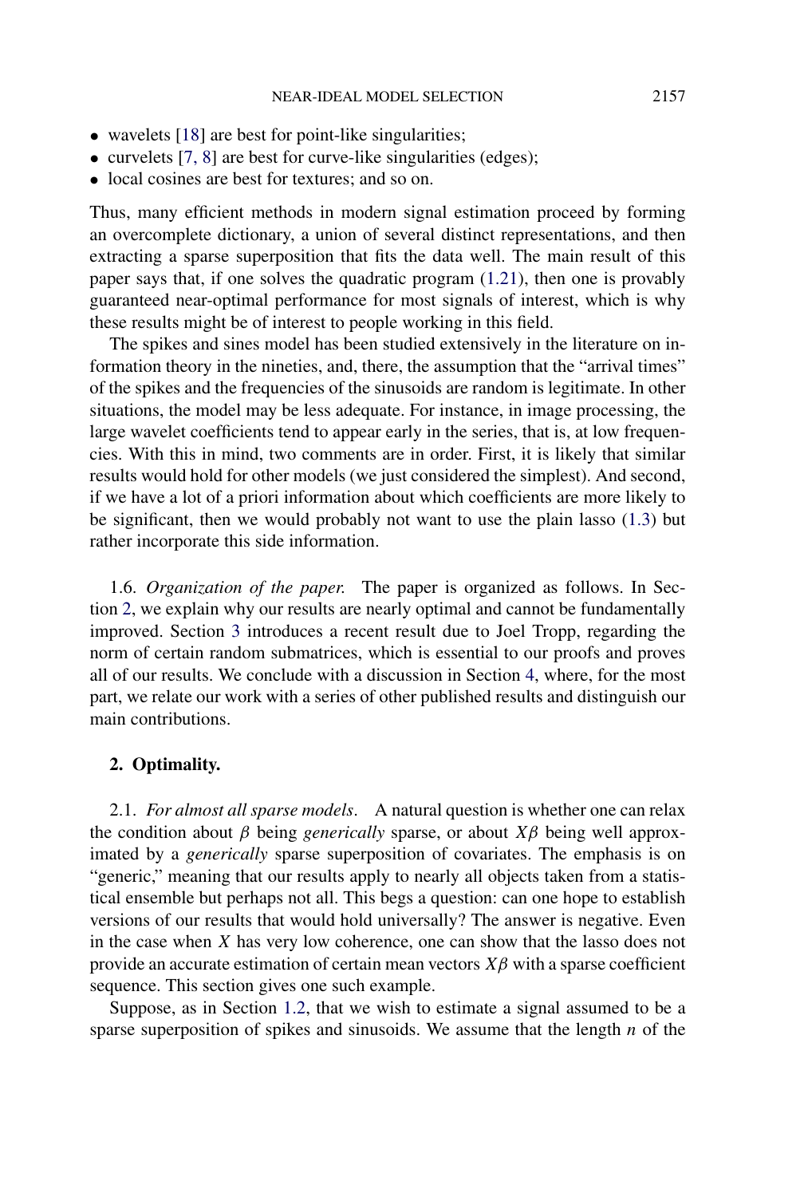- wavelets [18] are best for point-like singularities;
- curvelets [7, 8] are best for curve-like singularities (edges);
- local cosines are best for textures; and so on.

Thus, many efficient methods in modern signal estimation proceed by forming an overcomplete dictionary, a union of several distinct representations, and then extracting a sparse superposition that fits the data well. The main result of this paper says that, if one solves the quadratic program (1.21), then one is provably guaranteed near-optimal performance for most signals of interest, which is why these results might be of interest to people working in this field.

The spikes and sines model has been studied extensively in the literature on information theory in the nineties, and, there, the assumption that the "arrival times" of the spikes and the frequencies of the sinusoids are random is legitimate. In other situations, the model may be less adequate. For instance, in image processing, the large wavelet coefficients tend to appear early in the series, that is, at low frequencies. With this in mind, two comments are in order. First, it is likely that similar results would hold for other models (we just considered the simplest). And second, if we have a lot of a priori information about which coefficients are more likely to be significant, then we would probably not want to use the plain lasso (1.3) but rather incorporate this side information.

1.6. *Organization of the paper.* The paper is organized as follows. In Section 2, we explain why our results are nearly optimal and cannot be fundamentally improved. Section 3 introduces a recent result due to Joel Tropp, regarding the norm of certain random submatrices, which is essential to our proofs and proves all of our results. We conclude with a discussion in Section 4, where, for the most part, we relate our work with a series of other published results and distinguish our main contributions.

## 2. Optimality.

2.1. *For almost all sparse models.* A natural question is whether one can relax the condition about $\beta$ being *generically* sparse, or about $X\beta$ being well approximated by a *generically* sparse superposition of covariates. The emphasis is on "generic," meaning that our results apply to nearly all objects taken from a statistical ensemble but perhaps not all. This begs a question: can one hope to establish versions of our results that would hold universally? The answer is negative. Even in the case when $X$ has very low coherence, one can show that the lasso does not provide an accurate estimation of certain mean vectors $X\beta$ with a sparse coefficient sequence. This section gives one such example.

Suppose, as in Section 1.2, that we wish to estimate a signal assumed to be a sparse superposition of spikes and sinusoids. We assume that the length $n$ of the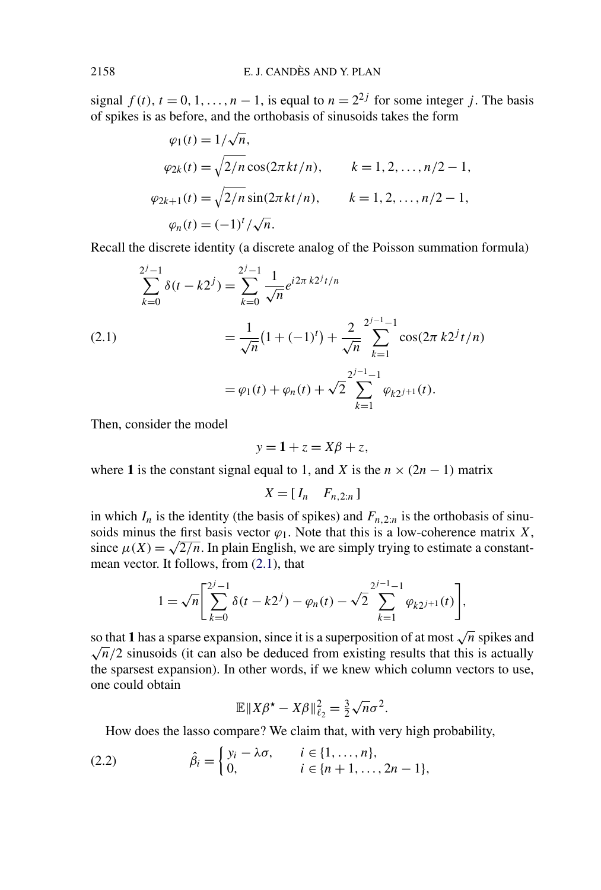signal $f(t)$, $t = 0, 1, \ldots, n-1$, is equal to $n = 2^{2j}$ for some integer $j$. The basis of spikes is as before, and the orthobasis of sinusoids takes the form

$$\begin{aligned}
\varphi_1(t) &= 1/\sqrt{n}, \\
\varphi_{2k}(t) &= \sqrt{2/n}\cos(2\pi k t/n), \qquad k = 1, 2, \ldots, n/2 - 1, \\
\varphi_{2k+1}(t) &= \sqrt{2/n}\sin(2\pi k t/n), \qquad k = 1, 2, \ldots, n/2 - 1, \\
\varphi_n(t) &= (-1)^t/\sqrt{n}.
\end{aligned}$$

Recall the discrete identity (a discrete analog of the Poisson summation formula)

$$\begin{aligned}
\sum_{k=0}^{2^j-1} \delta(t - k2^j) &= \sum_{k=0}^{2^j-1} \frac{1}{\sqrt{n}} e^{i2\pi k2^j t/n} \\
&= \frac{1}{\sqrt{n}}\bigl(1 + (-1)^t\bigr) + \frac{2}{\sqrt{n}} \sum_{k=1}^{2^{j-1}-1} \cos(2\pi k 2^j t/n) \qquad (2.1)\\
&= \varphi_1(t) + \varphi_n(t) + \sqrt{2} \sum_{k=1}^{2^{j-1}-1} \varphi_{k2^{j+1}}(t).
\end{aligned}$$

Then, consider the model

$$y = \mathbf{1} + z = X\beta + z,$$

where $\mathbf{1}$ is the constant signal equal to 1, and $X$ is the $n \times (2n-1)$ matrix

$$X = [\, I_n \quad F_{n,2:n} \,]$$

in which $I_n$ is the identity (the basis of spikes) and $F_{n,2:n}$ is the orthobasis of sinusoids minus the first basis vector $\varphi_1$. Note that this is a low-coherence matrix $X$, since $\mu(X) = \sqrt{2/n}$. In plain English, we are simply trying to estimate a constant-mean vector. It follows, from (2.1), that

$$1 = \sqrt{n}\left[\sum_{k=0}^{2^j-1} \delta(t - k2^j) - \varphi_n(t) - \sqrt{2}\sum_{k=1}^{2^{j-1}-1} \varphi_{k2^{j+1}}(t)\right],$$

so that $\mathbf{1}$ has a sparse expansion, since it is a superposition of at most $\sqrt{n}$ spikes and $\sqrt{n}/2$ sinusoids (it can also be deduced from existing results that this is actually the sparsest expansion). In other words, if we knew which column vectors to use, one could obtain

$$\mathbb{E}\|X\beta^\star - X\beta\|_{\ell_2}^2 = \tfrac{3}{2}\sqrt{n}\sigma^2.$$

How does the lasso compare? We claim that, with very high probability,

$$\hat{\beta}_i = \begin{cases} y_i - \lambda\sigma, & i \in \{1, \ldots, n\}, \\ 0, & i \in \{n+1, \ldots, 2n-1\}, \end{cases} \qquad (2.2)$$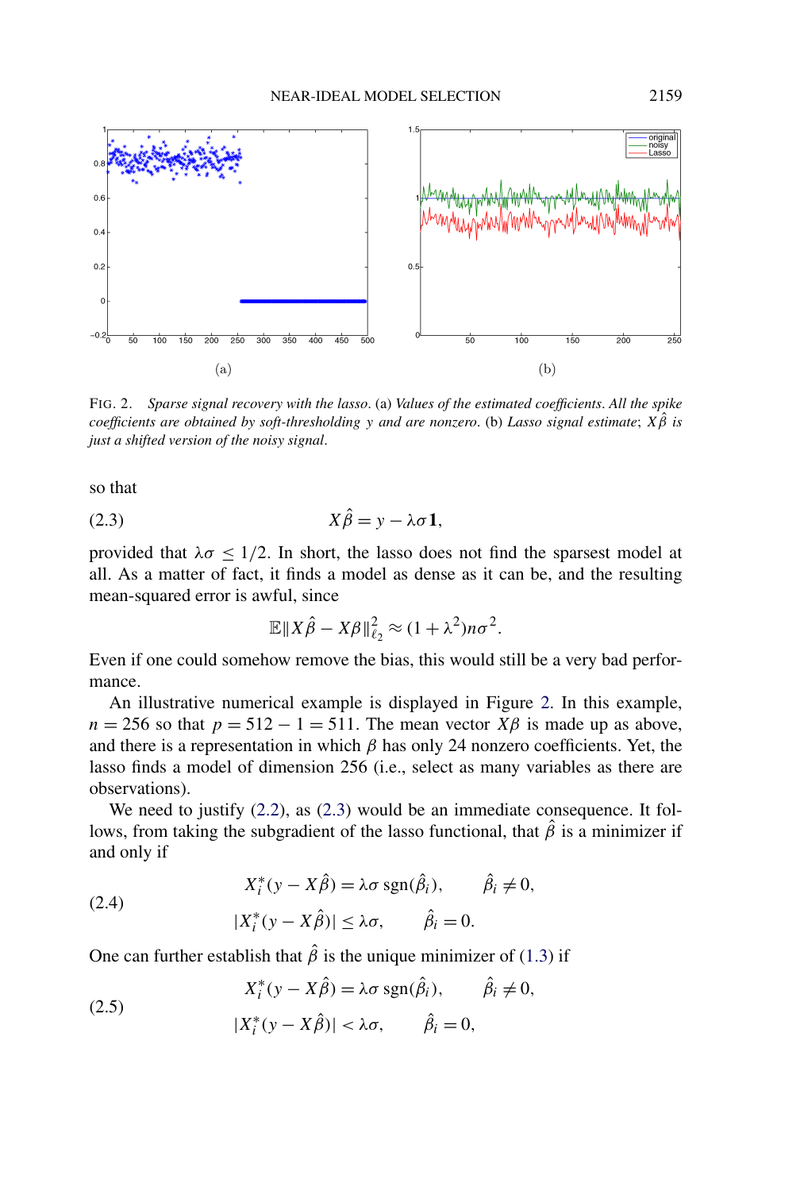FIG. 2. *Sparse signal recovery with the lasso*. (a) *Values of the estimated coefficients*. *All the spike coefficients are obtained by soft-thresholding* $y$ *and are nonzero*. (b) *Lasso signal estimate*; $X\hat{\beta}$ *is just a shifted version of the noisy signal*.

so that

$$X\hat{\beta} = y - \lambda\sigma \mathbf{1}, \tag{2.3}$$

provided that $\lambda\sigma \le 1/2$. In short, the lasso does not find the sparsest model at all. As a matter of fact, it finds a model as dense as it can be, and the resulting mean-squared error is awful, since

$$\mathbb{E}\|X\hat{\beta} - X\beta\|_{\ell_2}^2 \approx (1 + \lambda^2) n\sigma^2.$$

Even if one could somehow remove the bias, this would still be a very bad performance.

An illustrative numerical example is displayed in Figure 2. In this example, $n = 256$ so that $p = 512 - 1 = 511$. The mean vector $X\beta$ is made up as above, and there is a representation in which $\beta$ has only 24 nonzero coefficients. Yet, the lasso finds a model of dimension 256 (i.e., select as many variables as there are observations).

We need to justify (2.2), as (2.3) would be an immediate consequence. It follows, from taking the subgradient of the lasso functional, that $\hat{\beta}$ is a minimizer if and only if

$$\begin{aligned} X_i^*(y - X\hat{\beta}) &= \lambda\sigma \operatorname{sgn}(\hat{\beta}_i), \qquad \hat{\beta}_i \neq 0, \\ |X_i^*(y - X\hat{\beta})| &\le \lambda\sigma, \qquad \hat{\beta}_i = 0. \end{aligned} \tag{2.4}$$

One can further establish that $\hat{\beta}$ is the unique minimizer of (1.3) if

$$\begin{aligned} X_i^*(y - X\hat{\beta}) &= \lambda\sigma \operatorname{sgn}(\hat{\beta}_i), \qquad \hat{\beta}_i \neq 0, \\ |X_i^*(y - X\hat{\beta})| &< \lambda\sigma, \qquad \hat{\beta}_i = 0, \end{aligned} \tag{2.5}$$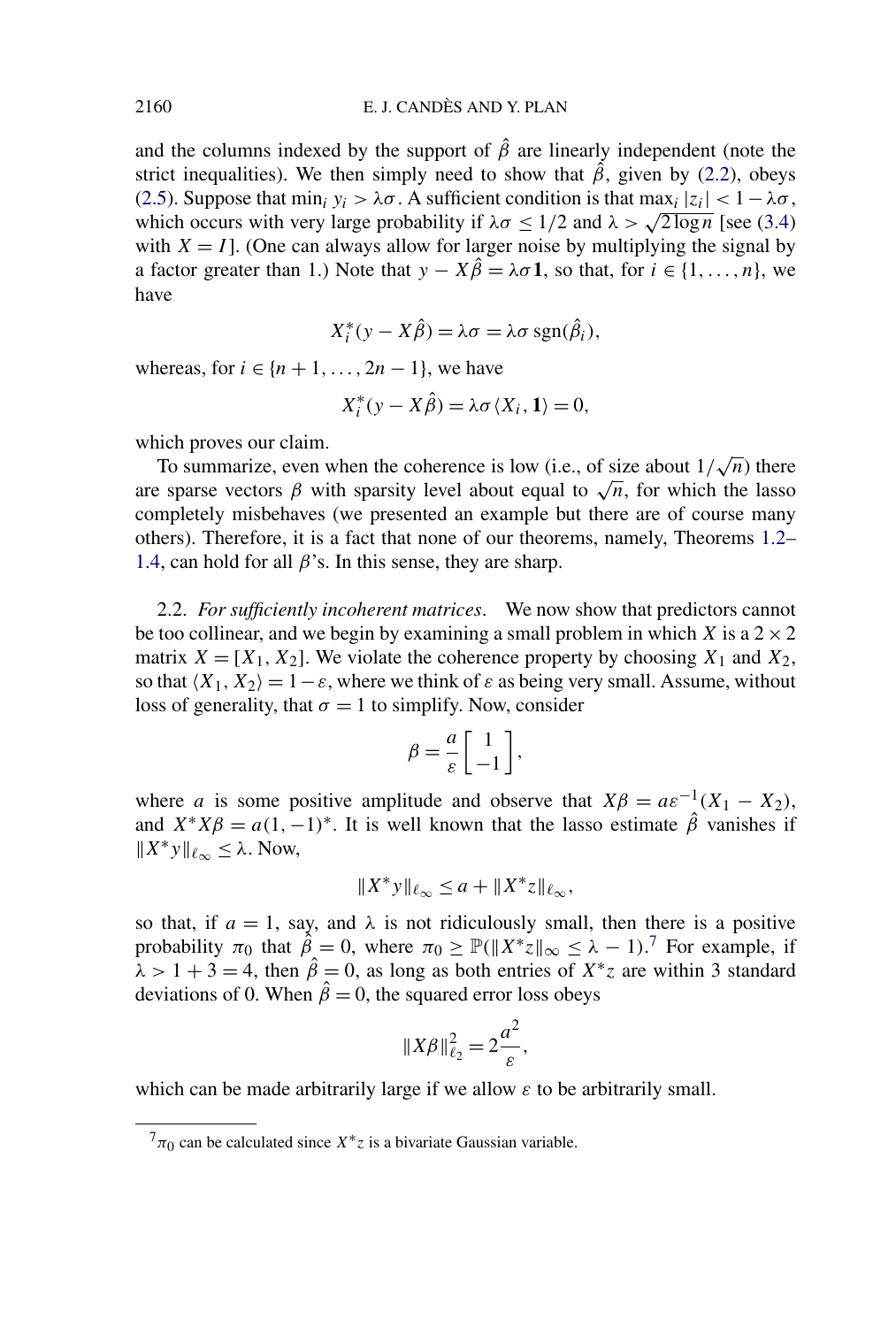and the columns indexed by the support of $\hat{\beta}$ are linearly independent (note the strict inequalities). We then simply need to show that $\hat{\beta}$, given by (2.2), obeys (2.5). Suppose that $\min_i y_i > \lambda\sigma$. A sufficient condition is that $\max_i |z_i| < 1 - \lambda\sigma$, which occurs with very large probability if $\lambda\sigma \le 1/2$ and $\lambda > \sqrt{2\log n}$ [see (3.4) with $X = I$]. (One can always allow for larger noise by multiplying the signal by a factor greater than 1.) Note that $y - X\hat{\beta} = \lambda\sigma\mathbf{1}$, so that, for $i \in \{1, \dots, n\}$, we have

$$X_i^*(y - X\hat{\beta}) = \lambda\sigma = \lambda\sigma\,\mathrm{sgn}(\hat{\beta}_i),$$

whereas, for $i \in \{n+1, \dots, 2n-1\}$, we have

$$X_i^*(y - X\hat{\beta}) = \lambda\sigma\langle X_i, \mathbf{1}\rangle = 0,$$

which proves our claim.

To summarize, even when the coherence is low (i.e., of size about $1/\sqrt{n}$) there are sparse vectors $\beta$ with sparsity level about equal to $\sqrt{n}$, for which the lasso completely misbehaves (we presented an example but there are of course many others). Therefore, it is a fact that none of our theorems, namely, Theorems 1.2–1.4, can hold for all $\beta$'s. In this sense, they are sharp.

2.2. *For sufficiently incoherent matrices*. We now show that predictors cannot be too collinear, and we begin by examining a small problem in which $X$ is a $2 \times 2$ matrix $X = [X_1, X_2]$. We violate the coherence property by choosing $X_1$ and $X_2$, so that $\langle X_1, X_2\rangle = 1 - \varepsilon$, where we think of $\varepsilon$ as being very small. Assume, without loss of generality, that $\sigma = 1$ to simplify. Now, consider

$$\beta = \frac{a}{\varepsilon}\begin{bmatrix} 1 \\ -1 \end{bmatrix},$$

where $a$ is some positive amplitude and observe that $X\beta = a\varepsilon^{-1}(X_1 - X_2)$, and $X^*X\beta = a(1, -1)^*$. It is well known that the lasso estimate $\hat{\beta}$ vanishes if $\|X^*y\|_{\ell_\infty} \le \lambda$. Now,

$$\|X^*y\|_{\ell_\infty} \le a + \|X^*z\|_{\ell_\infty},$$

so that, if $a = 1$, say, and $\lambda$ is not ridiculously small, then there is a positive probability $\pi_0$ that $\hat{\beta} = 0$, where $\pi_0 \ge \mathbb{P}(\|X^*z\|_\infty \le \lambda - 1)$.[7] For example, if $\lambda > 1 + 3 = 4$, then $\hat{\beta} = 0$, as long as both entries of $X^*z$ are within 3 standard deviations of 0. When $\hat{\beta} = 0$, the squared error loss obeys

$$\|X\beta\|_{\ell_2}^2 = 2\frac{a^2}{\varepsilon},$$

which can be made arbitrarily large if we allow $\varepsilon$ to be arbitrarily small.

[7] $\pi_0$ can be calculated since $X^*z$ is a bivariate Gaussian variable.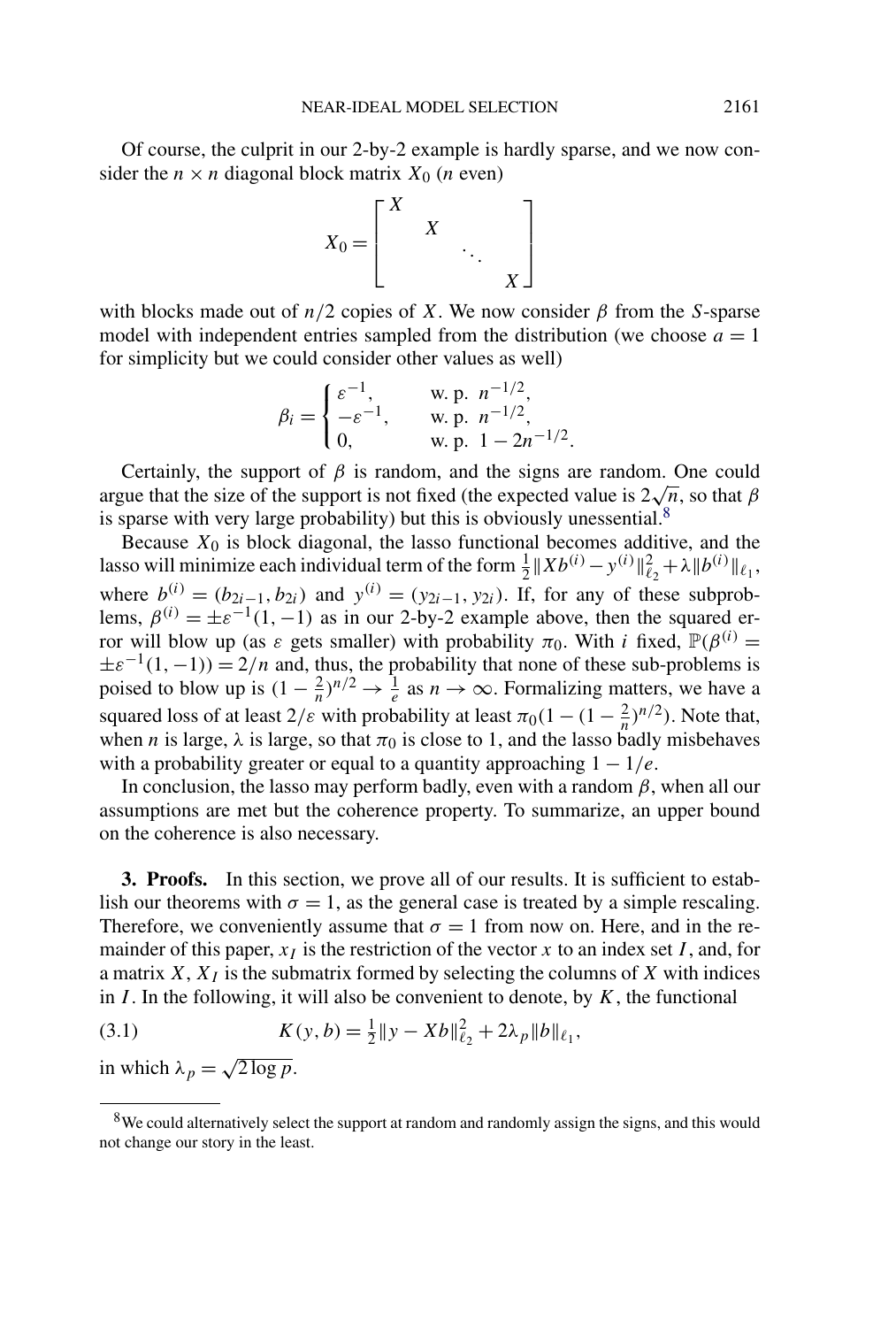Of course, the culprit in our 2-by-2 example is hardly sparse, and we now consider the $n \times n$ diagonal block matrix $X_0$ ($n$ even)

$$X_0 = \begin{bmatrix} X & & & \\ & X & & \\ & & \ddots & \\ & & & X \end{bmatrix}$$

with blocks made out of $n/2$ copies of $X$. We now consider $\beta$ from the $S$-sparse model with independent entries sampled from the distribution (we choose $a = 1$ for simplicity but we could consider other values as well)

$$\beta_i = \begin{cases} \varepsilon^{-1}, & \text{w. p. } n^{-1/2}, \\ -\varepsilon^{-1}, & \text{w. p. } n^{-1/2}, \\ 0, & \text{w. p. } 1 - 2n^{-1/2}. \end{cases}$$

Certainly, the support of $\beta$ is random, and the signs are random. One could argue that the size of the support is not fixed (the expected value is $2\sqrt{n}$, so that $\beta$ is sparse with very large probability) but this is obviously unessential.[8]

Because $X_0$ is block diagonal, the lasso functional becomes additive, and the lasso will minimize each individual term of the form $\frac{1}{2}\|Xb^{(i)} - y^{(i)}\|_{\ell_2}^2 + \lambda\|b^{(i)}\|_{\ell_1}$, where $b^{(i)} = (b_{2i-1}, b_{2i})$ and $y^{(i)} = (y_{2i-1}, y_{2i})$. If, for any of these subproblems, $\beta^{(i)} = \pm\varepsilon^{-1}(1, -1)$ as in our 2-by-2 example above, then the squared error will blow up (as $\varepsilon$ gets smaller) with probability $\pi_0$. With $i$ fixed, $\mathbb{P}(\beta^{(i)} = \pm\varepsilon^{-1}(1, -1)) = 2/n$ and, thus, the probability that none of these sub-problems is poised to blow up is $(1 - \frac{2}{n})^{n/2} \to \frac{1}{e}$ as $n \to \infty$. Formalizing matters, we have a squared loss of at least $2/\varepsilon$ with probability at least $\pi_0(1 - (1 - \frac{2}{n})^{n/2})$. Note that, when $n$ is large, $\lambda$ is large, so that $\pi_0$ is close to 1, and the lasso badly misbehaves with a probability greater or equal to a quantity approaching $1 - 1/e$.

In conclusion, the lasso may perform badly, even with a random $\beta$, when all our assumptions are met but the coherence property. To summarize, an upper bound on the coherence is also necessary.

## 3. Proofs.

In this section, we prove all of our results. It is sufficient to establish our theorems with $\sigma = 1$, as the general case is treated by a simple rescaling. Therefore, we conveniently assume that $\sigma = 1$ from now on. Here, and in the remainder of this paper, $x_I$ is the restriction of the vector $x$ to an index set $I$, and, for a matrix $X$, $X_I$ is the submatrix formed by selecting the columns of $X$ with indices in $I$. In the following, it will also be convenient to denote, by $K$, the functional

$$K(y, b) = \frac{1}{2}\|y - Xb\|_{\ell_2}^2 + 2\lambda_p\|b\|_{\ell_1}, \tag{3.1}$$

in which $\lambda_p = \sqrt{2\log p}$.

[8] We could alternatively select the support at random and randomly assign the signs, and this would not change our story in the least.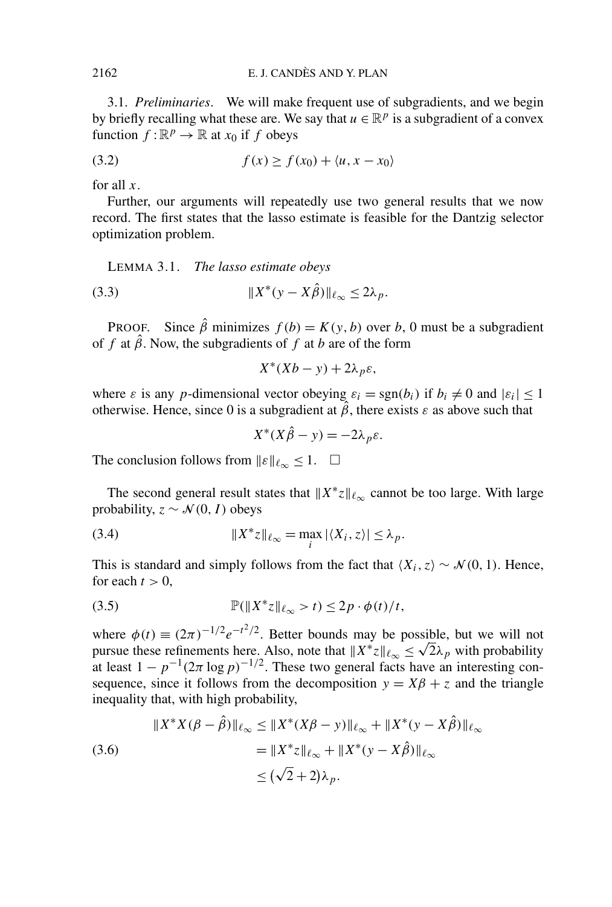3.1. *Preliminaries*. We will make frequent use of subgradients, and we begin by briefly recalling what these are. We say that $u \in \mathbb{R}^p$ is a subgradient of a convex function $f : \mathbb{R}^p \to \mathbb{R}$ at $x_0$ if $f$ obeys

$$f(x) \geq f(x_0) + \langle u, x - x_0 \rangle \tag{3.2}$$

for all $x$.

Further, our arguments will repeatedly use two general results that we now record. The first states that the lasso estimate is feasible for the Dantzig selector optimization problem.

LEMMA 3.1. *The lasso estimate obeys*

$$\|X^*(y - X\hat{\beta})\|_{\ell_\infty} \leq 2\lambda_p. \tag{3.3}$$

PROOF. Since $\hat{\beta}$ minimizes $f(b) = K(y, b)$ over $b$, 0 must be a subgradient of $f$ at $\hat{\beta}$. Now, the subgradients of $f$ at $b$ are of the form

$$X^*(Xb - y) + 2\lambda_p \varepsilon,$$

where $\varepsilon$ is any $p$-dimensional vector obeying $\varepsilon_i = \operatorname{sgn}(b_i)$ if $b_i \neq 0$ and $|\varepsilon_i| \leq 1$ otherwise. Hence, since 0 is a subgradient at $\hat{\beta}$, there exists $\varepsilon$ as above such that

$$X^*(X\hat{\beta} - y) = -2\lambda_p \varepsilon.$$

The conclusion follows from $\|\varepsilon\|_{\ell_\infty} \leq 1$. $\square$

The second general result states that $\|X^* z\|_{\ell_\infty}$ cannot be too large. With large probability, $z \sim \mathcal{N}(0, I)$ obeys

$$\|X^* z\|_{\ell_\infty} = \max_i |\langle X_i, z \rangle| \leq \lambda_p. \tag{3.4}$$

This is standard and simply follows from the fact that $\langle X_i, z \rangle \sim \mathcal{N}(0, 1)$. Hence, for each $t > 0$,

$$\mathbb{P}(\|X^* z\|_{\ell_\infty} > t) \leq 2p \cdot \phi(t)/t, \tag{3.5}$$

where $\phi(t) \equiv (2\pi)^{-1/2} e^{-t^2/2}$. Better bounds may be possible, but we will not pursue these refinements here. Also, note that $\|X^* z\|_{\ell_\infty} \leq \sqrt{2}\lambda_p$ with probability at least $1 - p^{-1}(2\pi \log p)^{-1/2}$. These two general facts have an interesting consequence, since it follows from the decomposition $y = X\beta + z$ and the triangle inequality that, with high probability,

$$\begin{aligned}
\|X^* X(\beta - \hat{\beta})\|_{\ell_\infty} &\leq \|X^*(X\beta - y)\|_{\ell_\infty} + \|X^*(y - X\hat{\beta})\|_{\ell_\infty} \\
&= \|X^* z\|_{\ell_\infty} + \|X^*(y - X\hat{\beta})\|_{\ell_\infty} \\
&\leq (\sqrt{2} + 2)\lambda_p.
\end{aligned} \tag{3.6}$$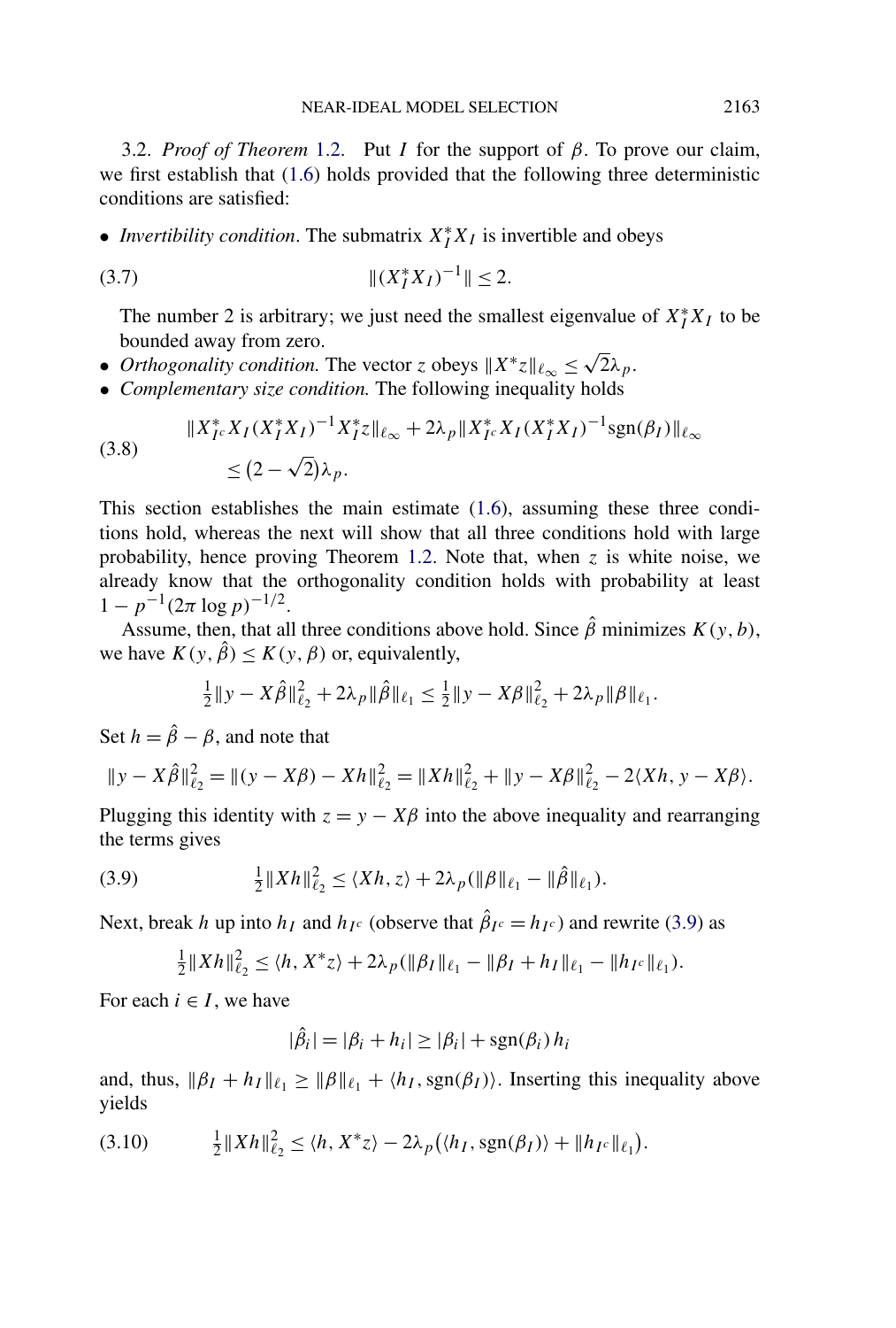3.2. *Proof of Theorem* 1.2. Put $I$ for the support of $\beta$. To prove our claim, we first establish that (1.6) holds provided that the following three deterministic conditions are satisfied:

- *Invertibility condition*. The submatrix $X_I^* X_I$ is invertible and obeys

$$\|(X_I^* X_I)^{-1}\| \le 2. \tag{3.7}$$

  The number 2 is arbitrary; we just need the smallest eigenvalue of $X_I^* X_I$ to be bounded away from zero.
- *Orthogonality condition.* The vector $z$ obeys $\|X^* z\|_{\ell_\infty} \le \sqrt{2}\lambda_p$.
- *Complementary size condition.* The following inequality holds

$$\begin{aligned} &\|X_{I^c}^* X_I (X_I^* X_I)^{-1} X_I^* z\|_{\ell_\infty} + 2\lambda_p \|X_{I^c}^* X_I (X_I^* X_I)^{-1} \operatorname{sgn}(\beta_I)\|_{\ell_\infty} \\ &\quad \le (2 - \sqrt{2})\lambda_p. \end{aligned} \tag{3.8}$$

This section establishes the main estimate (1.6), assuming these three conditions hold, whereas the next will show that all three conditions hold with large probability, hence proving Theorem 1.2. Note that, when $z$ is white noise, we already know that the orthogonality condition holds with probability at least $1 - p^{-1}(2\pi \log p)^{-1/2}$.

Assume, then, that all three conditions above hold. Since $\hat{\beta}$ minimizes $K(y, b)$, we have $K(y, \hat{\beta}) \le K(y, \beta)$ or, equivalently,

$$\tfrac{1}{2}\|y - X\hat{\beta}\|_{\ell_2}^2 + 2\lambda_p \|\hat{\beta}\|_{\ell_1} \le \tfrac{1}{2}\|y - X\beta\|_{\ell_2}^2 + 2\lambda_p \|\beta\|_{\ell_1}.$$

Set $h = \hat{\beta} - \beta$, and note that

$$\|y - X\hat{\beta}\|_{\ell_2}^2 = \|(y - X\beta) - Xh\|_{\ell_2}^2 = \|Xh\|_{\ell_2}^2 + \|y - X\beta\|_{\ell_2}^2 - 2\langle Xh, y - X\beta\rangle.$$

Plugging this identity with $z = y - X\beta$ into the above inequality and rearranging the terms gives

$$\tfrac{1}{2}\|Xh\|_{\ell_2}^2 \le \langle Xh, z\rangle + 2\lambda_p(\|\beta\|_{\ell_1} - \|\hat{\beta}\|_{\ell_1}). \tag{3.9}$$

Next, break $h$ up into $h_I$ and $h_{I^c}$ (observe that $\hat{\beta}_{I^c} = h_{I^c}$) and rewrite (3.9) as

$$\tfrac{1}{2}\|Xh\|_{\ell_2}^2 \le \langle h, X^* z\rangle + 2\lambda_p(\|\beta_I\|_{\ell_1} - \|\beta_I + h_I\|_{\ell_1} - \|h_{I^c}\|_{\ell_1}).$$

For each $i \in I$, we have

$$|\hat{\beta}_i| = |\beta_i + h_i| \ge |\beta_i| + \operatorname{sgn}(\beta_i)\, h_i$$

and, thus, $\|\beta_I + h_I\|_{\ell_1} \ge \|\beta\|_{\ell_1} + \langle h_I, \operatorname{sgn}(\beta_I)\rangle$. Inserting this inequality above yields

$$\tfrac{1}{2}\|Xh\|_{\ell_2}^2 \le \langle h, X^* z\rangle - 2\lambda_p\big(\langle h_I, \operatorname{sgn}(\beta_I)\rangle + \|h_{I^c}\|_{\ell_1}\big). \tag{3.10}$$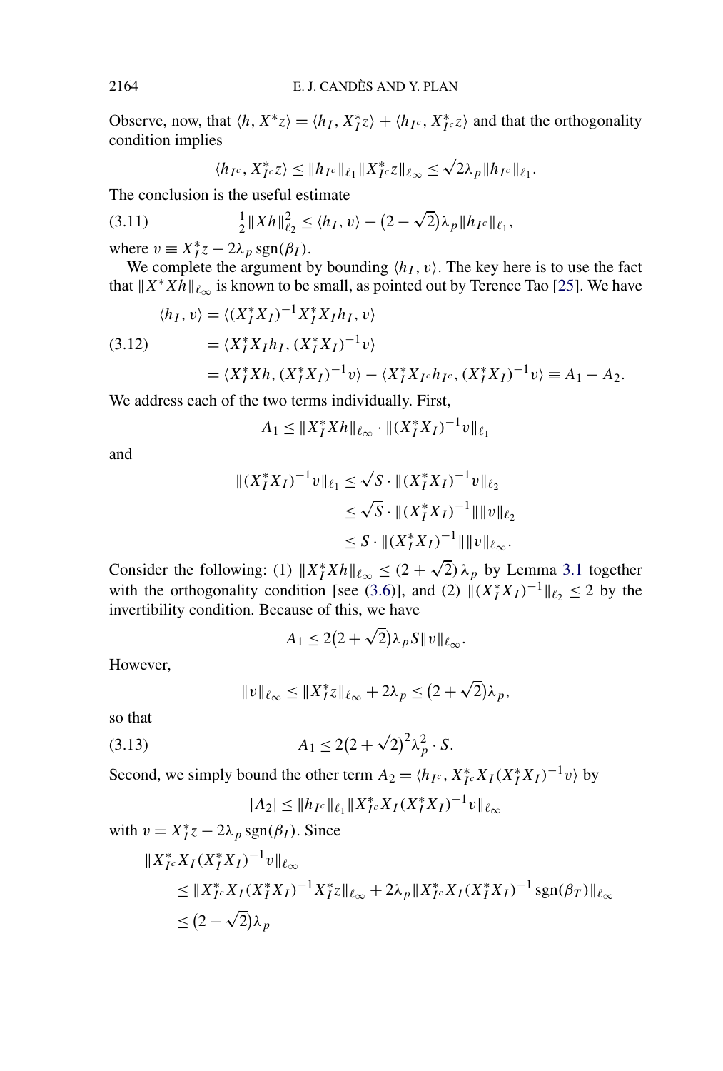Observe, now, that $\langle h, X^*z\rangle = \langle h_I, X_I^* z\rangle + \langle h_{I^c}, X_{I^c}^* z\rangle$ and that the orthogonality condition implies

$$\langle h_{I^c}, X_{I^c}^* z\rangle \le \|h_{I^c}\|_{\ell_1} \|X_{I^c}^* z\|_{\ell_\infty} \le \sqrt{2}\lambda_p \|h_{I^c}\|_{\ell_1}.$$

The conclusion is the useful estimate

$$\tfrac{1}{2}\|Xh\|_{\ell_2}^2 \le \langle h_I, v\rangle - (2-\sqrt{2})\lambda_p \|h_{I^c}\|_{\ell_1}, \tag{3.11}$$

where $v \equiv X_I^* z - 2\lambda_p \operatorname{sgn}(\beta_I)$.

We complete the argument by bounding $\langle h_I, v\rangle$. The key here is to use the fact that $\|X^*Xh\|_{\ell_\infty}$ is known to be small, as pointed out by Terence Tao [25]. We have

$$\begin{aligned}
\langle h_I, v\rangle &= \langle (X_I^* X_I)^{-1} X_I^* X_I h_I, v\rangle \\
&= \langle X_I^* X_I h_I, (X_I^* X_I)^{-1} v\rangle \\
&= \langle X_I^* X h, (X_I^* X_I)^{-1} v\rangle - \langle X_I^* X_{I^c} h_{I^c}, (X_I^* X_I)^{-1} v\rangle \equiv A_1 - A_2.
\end{aligned} \tag{3.12}$$

We address each of the two terms individually. First,

$$A_1 \le \|X_I^* X h\|_{\ell_\infty} \cdot \|(X_I^* X_I)^{-1} v\|_{\ell_1}$$

and

$$\begin{aligned}
\|(X_I^* X_I)^{-1} v\|_{\ell_1} &\le \sqrt{S}\cdot \|(X_I^* X_I)^{-1} v\|_{\ell_2} \\
&\le \sqrt{S}\cdot \|(X_I^* X_I)^{-1}\| \|v\|_{\ell_2} \\
&\le S \cdot \|(X_I^* X_I)^{-1}\| \|v\|_{\ell_\infty}.
\end{aligned}$$

Consider the following: (1) $\|X_I^* X h\|_{\ell_\infty} \le (2+\sqrt{2})\lambda_p$ by Lemma 3.1 together with the orthogonality condition [see (3.6)], and (2) $\|(X_I^* X_I)^{-1}\|_{\ell_2} \le 2$ by the invertibility condition. Because of this, we have

$$A_1 \le 2(2+\sqrt{2})\lambda_p S \|v\|_{\ell_\infty}.$$

However,

$$\|v\|_{\ell_\infty} \le \|X_I^* z\|_{\ell_\infty} + 2\lambda_p \le (2+\sqrt{2})\lambda_p,$$

so that

$$A_1 \le 2(2+\sqrt{2})^2 \lambda_p^2 \cdot S. \tag{3.13}$$

Second, we simply bound the other term $A_2 = \langle h_{I^c}, X_{I^c}^* X_I (X_I^* X_I)^{-1} v\rangle$ by

$$|A_2| \le \|h_{I^c}\|_{\ell_1} \|X_{I^c}^* X_I (X_I^* X_I)^{-1} v\|_{\ell_\infty}$$

with $v = X_I^* z - 2\lambda_p \operatorname{sgn}(\beta_I)$. Since

$$\begin{aligned}
&\|X_{I^c}^* X_I (X_I^* X_I)^{-1} v\|_{\ell_\infty} \\
&\quad \le \|X_{I^c}^* X_I (X_I^* X_I)^{-1} X_I^* z\|_{\ell_\infty} + 2\lambda_p \|X_{I^c}^* X_I (X_I^* X_I)^{-1} \operatorname{sgn}(\beta_T)\|_{\ell_\infty} \\
&\quad \le (2-\sqrt{2})\lambda_p
\end{aligned}$$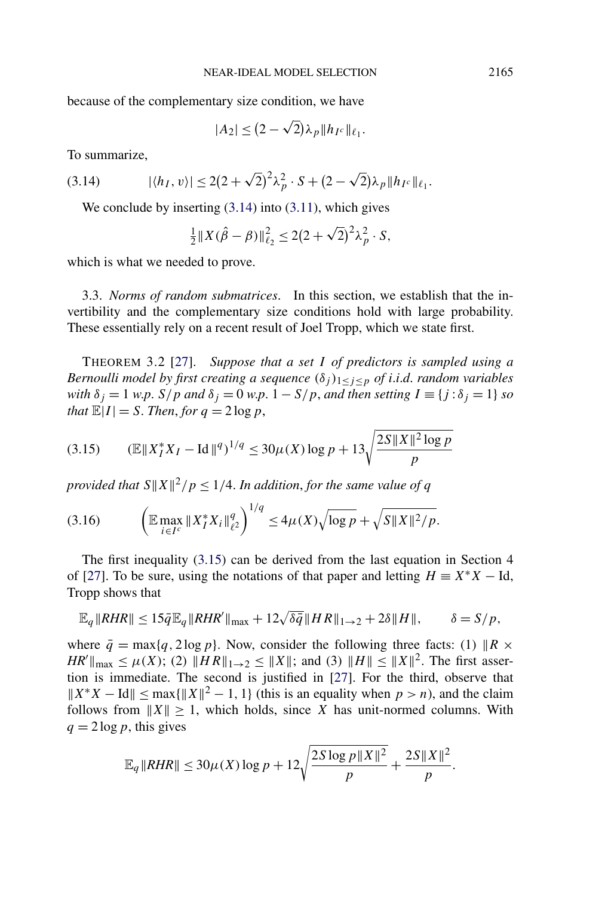because of the complementary size condition, we have

$$|A_2| \leq (2 - \sqrt{2})\lambda_p \|h_{I^c}\|_{\ell_1}.$$

To summarize,

$$|\langle h_I, v\rangle| \leq 2(2 + \sqrt{2})^2 \lambda_p^2 \cdot S + (2 - \sqrt{2})\lambda_p \|h_{I^c}\|_{\ell_1}. \tag{3.14}$$

We conclude by inserting (3.14) into (3.11), which gives

$$\tfrac{1}{2}\|X(\hat{\beta} - \beta)\|_{\ell_2}^2 \leq 2(2 + \sqrt{2})^2 \lambda_p^2 \cdot S,$$

which is what we needed to prove.

3.3. *Norms of random submatrices.* In this section, we establish that the invertibility and the complementary size conditions hold with large probability. These essentially rely on a recent result of Joel Tropp, which we state first.

THEOREM 3.2 [27]. *Suppose that a set $I$ of predictors is sampled using a Bernoulli model by first creating a sequence $(\delta_j)_{1 \leq j \leq p}$ of i.i.d. random variables with $\delta_j = 1$ w.p. $S/p$ and $\delta_j = 0$ w.p. $1 - S/p$, and then setting $I \equiv \{j : \delta_j = 1\}$ so that $\mathbb{E}|I| = S$. Then, for $q = 2 \log p$,*

$$(\mathbb{E}\|X_I^* X_I - \mathrm{Id}\|^q)^{1/q} \leq 30\mu(X) \log p + 13\sqrt{\frac{2S\|X\|^2 \log p}{p}} \tag{3.15}$$

*provided that $S\|X\|^2/p \leq 1/4$. In addition, for the same value of $q$*

$$\left(\mathbb{E} \max_{i \in I^c} \|X_I^* X_i\|_{\ell^2}^q\right)^{1/q} \leq 4\mu(X)\sqrt{\log p} + \sqrt{S\|X\|^2/p}. \tag{3.16}$$

The first inequality (3.15) can be derived from the last equation in Section 4 of [27]. To be sure, using the notations of that paper and letting $H \equiv X^*X - \mathrm{Id}$, Tropp shows that

$$\mathbb{E}_q\|RHR\| \leq 15\bar{q}\,\mathbb{E}_q\|RHR'\|_{\max} + 12\sqrt{\delta\bar{q}}\|HR\|_{1\to 2} + 2\delta\|H\|, \qquad \delta = S/p,$$

where $\bar{q} = \max\{q, 2\log p\}$. Now, consider the following three facts: (1) $\|R \times HR'\|_{\max} \leq \mu(X)$; (2) $\|HR\|_{1\to 2} \leq \|X\|$; and (3) $\|H\| \leq \|X\|^2$. The first assertion is immediate. The second is justified in [27]. For the third, observe that $\|X^*X - \mathrm{Id}\| \leq \max\{\|X\|^2 - 1, 1\}$ (this is an equality when $p > n$), and the claim follows from $\|X\| \geq 1$, which holds, since $X$ has unit-normed columns. With $q = 2\log p$, this gives

$$\mathbb{E}_q\|RHR\| \leq 30\mu(X)\log p + 12\sqrt{\frac{2S\log p\|X\|^2}{p}} + \frac{2S\|X\|^2}{p}.$$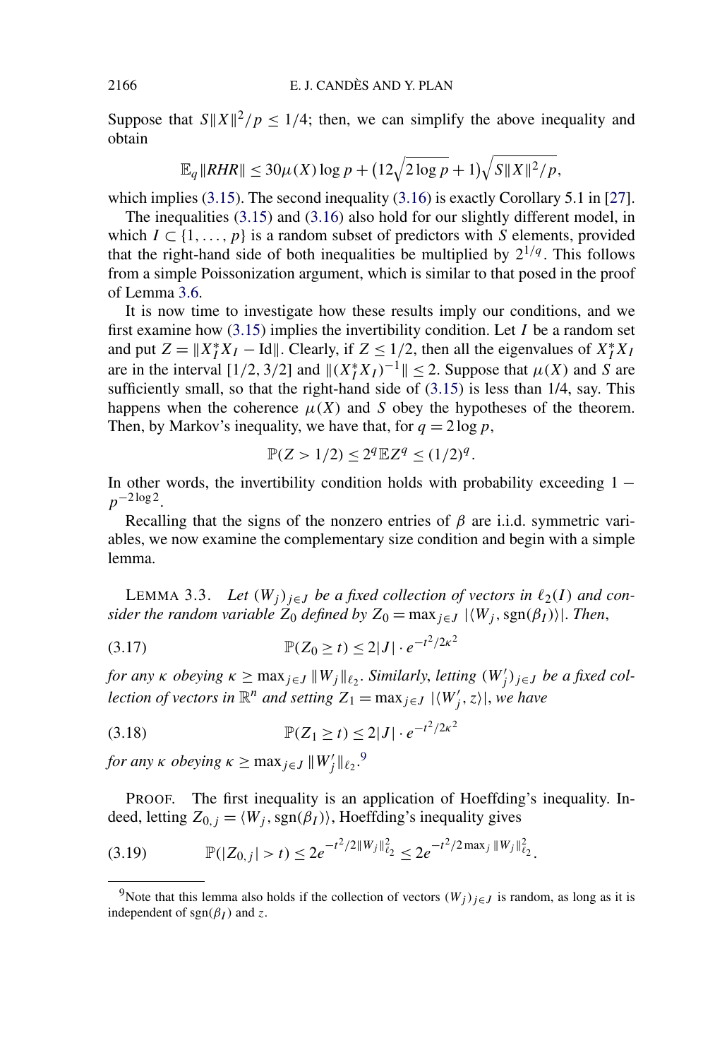Suppose that $S\|X\|^2/p \le 1/4$; then, we can simplify the above inequality and obtain

$$\mathbb{E}_q\|RHR\| \le 30\mu(X)\log p + \big(12\sqrt{2\log p}+1\big)\sqrt{S\|X\|^2/p},$$

which implies (3.15). The second inequality (3.16) is exactly Corollary 5.1 in [27].

The inequalities (3.15) and (3.16) also hold for our slightly different model, in which $I \subset \{1,\dots,p\}$ is a random subset of predictors with $S$ elements, provided that the right-hand side of both inequalities be multiplied by $2^{1/q}$. This follows from a simple Poissonization argument, which is similar to that posed in the proof of Lemma 3.6.

It is now time to investigate how these results imply our conditions, and we first examine how (3.15) implies the invertibility condition. Let $I$ be a random set and put $Z = \|X_I^* X_I - \mathrm{Id}\|$. Clearly, if $Z \le 1/2$, then all the eigenvalues of $X_I^* X_I$ are in the interval $[1/2, 3/2]$ and $\|(X_I^* X_I)^{-1}\| \le 2$. Suppose that $\mu(X)$ and $S$ are sufficiently small, so that the right-hand side of (3.15) is less than 1/4, say. This happens when the coherence $\mu(X)$ and $S$ obey the hypotheses of the theorem. Then, by Markov's inequality, we have that, for $q = 2\log p$,

$$\mathbb{P}(Z > 1/2) \le 2^q \mathbb{E}Z^q \le (1/2)^q.$$

In other words, the invertibility condition holds with probability exceeding $1 - p^{-2\log 2}$.

Recalling that the signs of the nonzero entries of $\beta$ are i.i.d. symmetric variables, we now examine the complementary size condition and begin with a simple lemma.

LEMMA 3.3. *Let $(W_j)_{j\in J}$ be a fixed collection of vectors in $\ell_2(I)$ and consider the random variable $Z_0$ defined by $Z_0 = \max_{j\in J} |\langle W_j, \mathrm{sgn}(\beta_I)\rangle|$. Then,*

$$\mathbb{P}(Z_0 \ge t) \le 2|J| \cdot e^{-t^2/2\kappa^2} \tag{3.17}$$

*for any $\kappa$ obeying $\kappa \ge \max_{j\in J}\|W_j\|_{\ell_2}$. Similarly, letting $(W'_j)_{j\in J}$ be a fixed collection of vectors in $\mathbb{R}^n$ and setting $Z_1 = \max_{j\in J} |\langle W'_j, z\rangle|$, we have*

$$\mathbb{P}(Z_1 \ge t) \le 2|J| \cdot e^{-t^2/2\kappa^2} \tag{3.18}$$

*for any $\kappa$ obeying $\kappa \ge \max_{j\in J}\|W'_j\|_{\ell_2}$.*[9]

PROOF. The first inequality is an application of Hoeffding's inequality. Indeed, letting $Z_{0,j} = \langle W_j, \mathrm{sgn}(\beta_I)\rangle$, Hoeffding's inequality gives

$$\mathbb{P}(|Z_{0,j}| > t) \le 2e^{-t^2/2\|W_j\|_{\ell_2}^2} \le 2e^{-t^2/2\max_j \|W_j\|_{\ell_2}^2}. \tag{3.19}$$

---

[9] Note that this lemma also holds if the collection of vectors $(W_j)_{j\in J}$ is random, as long as it is independent of $\mathrm{sgn}(\beta_I)$ and $z$.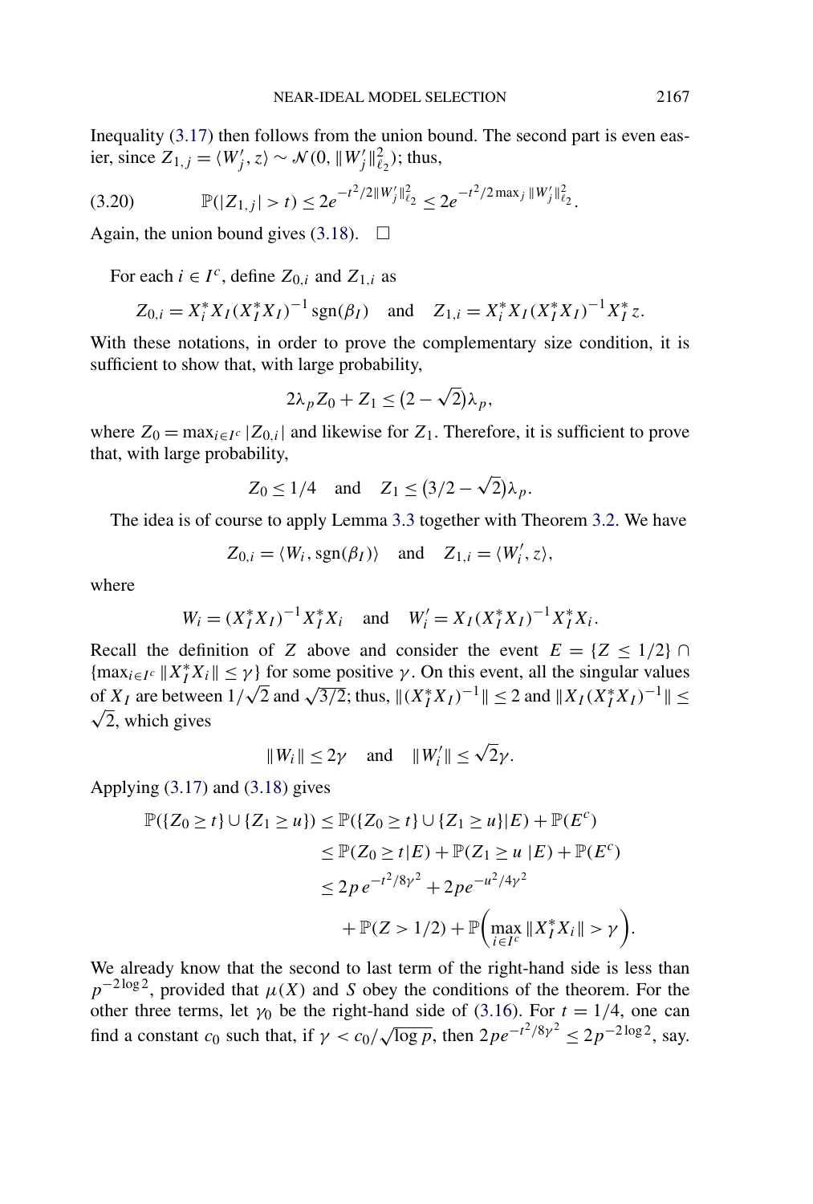Inequality (3.17) then follows from the union bound. The second part is even easier, since $Z_{1,j} = \langle W_j', z\rangle \sim \mathcal{N}(0, \|W_j'\|_{\ell_2}^2)$; thus,

$$\mathbb{P}(|Z_{1,j}| > t) \le 2e^{-t^2/2\|W_j'\|_{\ell_2}^2} \le 2e^{-t^2/2\max_j \|W_j'\|_{\ell_2}^2}. \tag{3.20}$$

Again, the union bound gives (3.18). $\square$

For each $i \in I^c$, define $Z_{0,i}$ and $Z_{1,i}$ as

$$Z_{0,i} = X_i^* X_I (X_I^* X_I)^{-1} \operatorname{sgn}(\beta_I) \quad \text{and} \quad Z_{1,i} = X_i^* X_I (X_I^* X_I)^{-1} X_I^* z.$$

With these notations, in order to prove the complementary size condition, it is sufficient to show that, with large probability,

$$2\lambda_p Z_0 + Z_1 \le (2-\sqrt{2})\lambda_p,$$

where $Z_0 = \max_{i\in I^c} |Z_{0,i}|$ and likewise for $Z_1$. Therefore, it is sufficient to prove that, with large probability,

$$Z_0 \le 1/4 \quad \text{and} \quad Z_1 \le (3/2 - \sqrt{2})\lambda_p.$$

The idea is of course to apply Lemma 3.3 together with Theorem 3.2. We have

$$Z_{0,i} = \langle W_i, \operatorname{sgn}(\beta_I)\rangle \quad \text{and} \quad Z_{1,i} = \langle W_i', z\rangle,$$

where

$$W_i = (X_I^* X_I)^{-1} X_I^* X_i \quad \text{and} \quad W_i' = X_I (X_I^* X_I)^{-1} X_I^* X_i.$$

Recall the definition of $Z$ above and consider the event $E = \{Z \le 1/2\} \cap \{\max_{i\in I^c} \|X_I^* X_i\| \le \gamma\}$ for some positive $\gamma$. On this event, all the singular values of $X_I$ are between $1/\sqrt{2}$ and $\sqrt{3/2}$; thus, $\|(X_I^* X_I)^{-1}\| \le 2$ and $\|X_I (X_I^* X_I)^{-1}\| \le \sqrt{2}$, which gives

$$\|W_i\| \le 2\gamma \quad \text{and} \quad \|W_i'\| \le \sqrt{2}\gamma.$$

Applying (3.17) and (3.18) gives

$$\begin{aligned}
\mathbb{P}(\{Z_0 \ge t\} \cup \{Z_1 \ge u\}) &\le \mathbb{P}(\{Z_0 \ge t\} \cup \{Z_1 \ge u\} | E) + \mathbb{P}(E^c) \\
&\le \mathbb{P}(Z_0 \ge t | E) + \mathbb{P}(Z_1 \ge u \mid E) + \mathbb{P}(E^c) \\
&\le 2p\, e^{-t^2/8\gamma^2} + 2pe^{-u^2/4\gamma^2} \\
&\quad + \mathbb{P}(Z > 1/2) + \mathbb{P}\Big(\max_{i\in I^c} \|X_I^* X_i\| > \gamma\Big).
\end{aligned}$$

We already know that the second to last term of the right-hand side is less than $p^{-2\log 2}$, provided that $\mu(X)$ and $S$ obey the conditions of the theorem. For the other three terms, let $\gamma_0$ be the right-hand side of (3.16). For $t = 1/4$, one can find a constant $c_0$ such that, if $\gamma < c_0/\sqrt{\log p}$, then $2pe^{-t^2/8\gamma^2} \le 2p^{-2\log 2}$, say.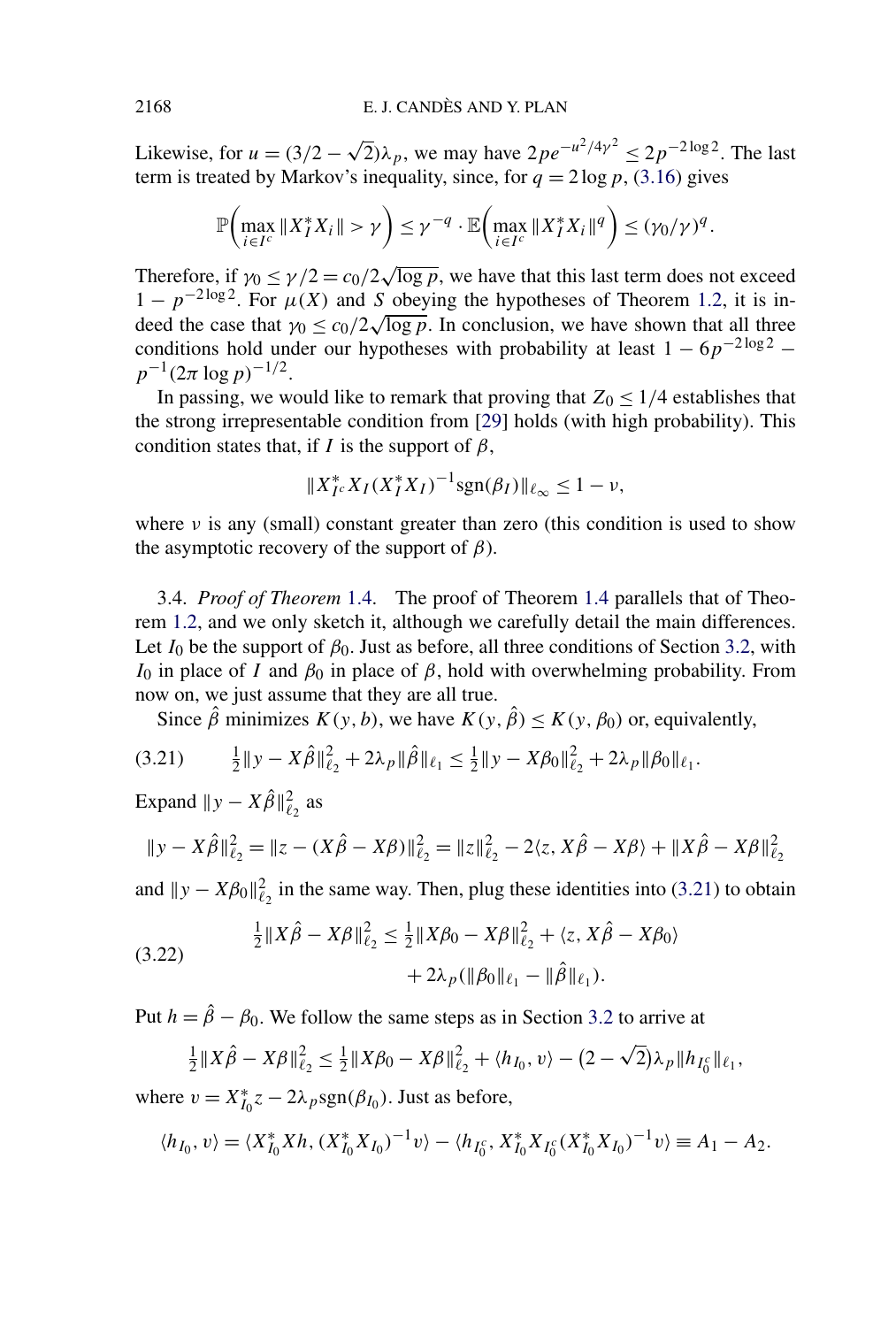Likewise, for $u = (3/2 - \sqrt{2})\lambda_p$, we may have $2pe^{-u^2/4\gamma^2} \le 2p^{-2\log 2}$. The last term is treated by Markov's inequality, since, for $q = 2\log p$, (3.16) gives

$$\mathbb{P}\Big(\max_{i \in I^c} \|X_I^* X_i\| > \gamma\Big) \le \gamma^{-q} \cdot \mathbb{E}\Big(\max_{i \in I^c} \|X_I^* X_i\|^q\Big) \le (\gamma_0/\gamma)^q.$$

Therefore, if $\gamma_0 \le \gamma/2 = c_0/2\sqrt{\log p}$, we have that this last term does not exceed $1 - p^{-2\log 2}$. For $\mu(X)$ and $S$ obeying the hypotheses of Theorem 1.2, it is indeed the case that $\gamma_0 \le c_0/2\sqrt{\log p}$. In conclusion, we have shown that all three conditions hold under our hypotheses with probability at least $1 - 6p^{-2\log 2} - p^{-1}(2\pi \log p)^{-1/2}$.

In passing, we would like to remark that proving that $Z_0 \le 1/4$ establishes that the strong irrepresentable condition from [29] holds (with high probability). This condition states that, if $I$ is the support of $\beta$,

$$\|X_{I^c}^* X_I (X_I^* X_I)^{-1} \operatorname{sgn}(\beta_I)\|_{\ell_\infty} \le 1 - \nu,$$

where $\nu$ is any (small) constant greater than zero (this condition is used to show the asymptotic recovery of the support of $\beta$).

### 3.4. *Proof of Theorem* 1.4.

The proof of Theorem 1.4 parallels that of Theorem 1.2, and we only sketch it, although we carefully detail the main differences. Let $I_0$ be the support of $\beta_0$. Just as before, all three conditions of Section 3.2, with $I_0$ in place of $I$ and $\beta_0$ in place of $\beta$, hold with overwhelming probability. From now on, we just assume that they are all true.

Since $\hat\beta$ minimizes $K(y, b)$, we have $K(y, \hat\beta) \le K(y, \beta_0)$ or, equivalently,

$$\tfrac{1}{2}\|y - X\hat\beta\|_{\ell_2}^2 + 2\lambda_p \|\hat\beta\|_{\ell_1} \le \tfrac{1}{2}\|y - X\beta_0\|_{\ell_2}^2 + 2\lambda_p \|\beta_0\|_{\ell_1}. \tag{3.21}$$

Expand $\|y - X\hat\beta\|_{\ell_2}^2$ as

$$\|y - X\hat\beta\|_{\ell_2}^2 = \|z - (X\hat\beta - X\beta)\|_{\ell_2}^2 = \|z\|_{\ell_2}^2 - 2\langle z, X\hat\beta - X\beta\rangle + \|X\hat\beta - X\beta\|_{\ell_2}^2$$

and $\|y - X\beta_0\|_{\ell_2}^2$ in the same way. Then, plug these identities into (3.21) to obtain

$$\begin{aligned} \tfrac{1}{2}\|X\hat\beta - X\beta\|_{\ell_2}^2 &\le \tfrac{1}{2}\|X\beta_0 - X\beta\|_{\ell_2}^2 + \langle z, X\hat\beta - X\beta_0\rangle \\ &\quad + 2\lambda_p(\|\beta_0\|_{\ell_1} - \|\hat\beta\|_{\ell_1}). \end{aligned} \tag{3.22}$$

Put $h = \hat\beta - \beta_0$. We follow the same steps as in Section 3.2 to arrive at

$$\tfrac{1}{2}\|X\hat\beta - X\beta\|_{\ell_2}^2 \le \tfrac{1}{2}\|X\beta_0 - X\beta\|_{\ell_2}^2 + \langle h_{I_0}, v\rangle - (2 - \sqrt{2})\lambda_p \|h_{I_0^c}\|_{\ell_1},$$

where $v = X_{I_0}^* z - 2\lambda_p \operatorname{sgn}(\beta_{I_0})$. Just as before,

$$\langle h_{I_0}, v\rangle = \langle X_{I_0}^* Xh, (X_{I_0}^* X_{I_0})^{-1} v\rangle - \langle h_{I_0^c}, X_{I_0}^* X_{I_0^c} (X_{I_0}^* X_{I_0})^{-1} v\rangle \equiv A_1 - A_2.$$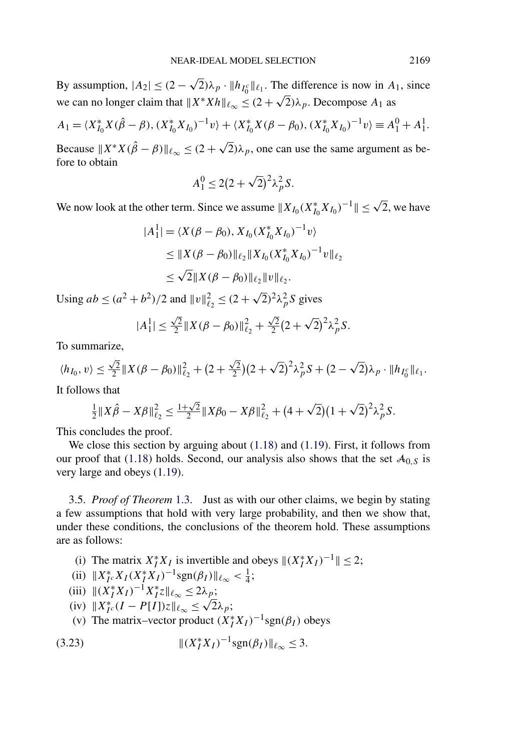By assumption, $|A_2| \le (2-\sqrt{2})\lambda_p \cdot \|h_{I_0^c}\|_{\ell_1}$. The difference is now in $A_1$, since we can no longer claim that $\|X^*Xh\|_{\ell_\infty} \le (2+\sqrt{2})\lambda_p$. Decompose $A_1$ as

$$A_1 = \langle X_{I_0}^* X(\hat\beta - \beta), (X_{I_0}^* X_{I_0})^{-1} v\rangle + \langle X_{I_0}^* X(\beta - \beta_0), (X_{I_0}^* X_{I_0})^{-1} v\rangle \equiv A_1^0 + A_1^1.$$

Because $\|X^*X(\hat\beta - \beta)\|_{\ell_\infty} \le (2+\sqrt{2})\lambda_p$, one can use the same argument as before to obtain

$$A_1^0 \le 2(2+\sqrt{2})^2 \lambda_p^2 S.$$

We now look at the other term. Since we assume $\|X_{I_0}(X_{I_0}^* X_{I_0})^{-1}\| \le \sqrt{2}$, we have

$$\begin{aligned}
|A_1^1| &= \langle X(\beta - \beta_0), X_{I_0}(X_{I_0}^* X_{I_0})^{-1} v\rangle \\
&\le \|X(\beta - \beta_0)\|_{\ell_2} \|X_{I_0}(X_{I_0}^* X_{I_0})^{-1} v\|_{\ell_2} \\
&\le \sqrt{2}\|X(\beta - \beta_0)\|_{\ell_2}\|v\|_{\ell_2}.
\end{aligned}$$

Using $ab \le (a^2+b^2)/2$ and $\|v\|_{\ell_2}^2 \le (2+\sqrt{2})^2 \lambda_p^2 S$ gives

$$|A_1^1| \le \tfrac{\sqrt{2}}{2}\|X(\beta - \beta_0)\|_{\ell_2}^2 + \tfrac{\sqrt{2}}{2}(2+\sqrt{2})^2\lambda_p^2 S.$$

To summarize,

$$\langle h_{I_0}, v\rangle \le \tfrac{\sqrt{2}}{2}\|X(\beta-\beta_0)\|_{\ell_2}^2 + \left(2 + \tfrac{\sqrt{2}}{2}\right)(2+\sqrt{2})^2 \lambda_p^2 S + (2-\sqrt{2})\lambda_p \cdot \|h_{I_0^c}\|_{\ell_1}.$$

It follows that

$$\tfrac{1}{2}\|X\hat\beta - X\beta\|_{\ell_2}^2 \le \tfrac{1+\sqrt{2}}{2}\|X\beta_0 - X\beta\|_{\ell_2}^2 + (4+\sqrt{2})(1+\sqrt{2})^2\lambda_p^2 S.$$

This concludes the proof.

We close this section by arguing about (1.18) and (1.19). First, it follows from our proof that (1.18) holds. Second, our analysis also shows that the set $\mathcal{A}_{0,S}$ is very large and obeys (1.19).

3.5. *Proof of Theorem* 1.3. Just as with our other claims, we begin by stating a few assumptions that hold with very large probability, and then we show that, under these conditions, the conclusions of the theorem hold. These assumptions are as follows:

(i) The matrix $X_I^* X_I$ is invertible and obeys $\|(X_I^* X_I)^{-1}\| \le 2$;

(ii) $\|X_{I^c}^* X_I (X_I^* X_I)^{-1} \mathrm{sgn}(\beta_I)\|_{\ell_\infty} < \frac{1}{4}$;

(iii) $\|(X_I^* X_I)^{-1} X_I^* z\|_{\ell_\infty} \le 2\lambda_p$;

(iv) $\|X_{I^c}^*(I - P[I])z\|_{\ell_\infty} \le \sqrt{2}\lambda_p$;

(v) The matrix–vector product $(X_I^* X_I)^{-1}\mathrm{sgn}(\beta_I)$ obeys

$$\|(X_I^* X_I)^{-1}\mathrm{sgn}(\beta_I)\|_{\ell_\infty} \le 3. \tag{3.23}$$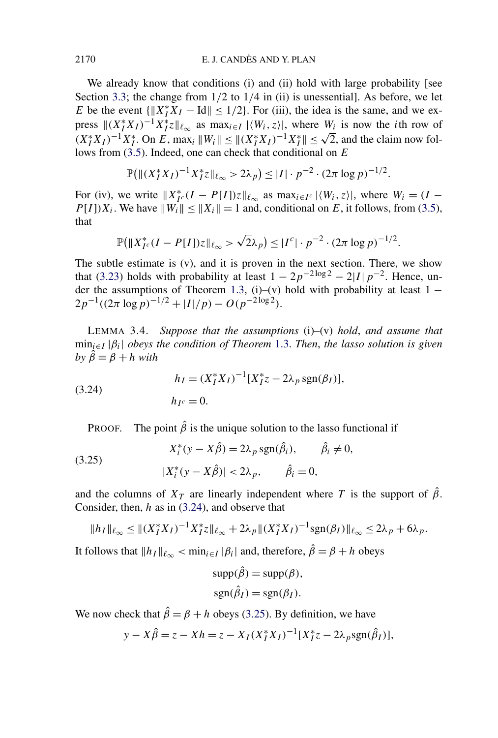We already know that conditions (i) and (ii) hold with large probability [see Section 3.3; the change from $1/2$ to $1/4$ in (ii) is unessential]. As before, we let $E$ be the event $\{\|X_I^* X_I - \mathrm{Id}\| \le 1/2\}$. For (iii), the idea is the same, and we express $\|(X_I^* X_I)^{-1} X_I^* z\|_{\ell_\infty}$ as $\max_{i \in I} |\langle W_i, z\rangle|$, where $W_i$ is now the $i$th row of $(X_I^* X_I)^{-1} X_I^*$. On $E$, $\max_i \|W_i\| \le \|(X_I^* X_I)^{-1} X_I^*\| \le \sqrt{2}$, and the claim now follows from (3.5). Indeed, one can check that conditional on $E$

$$\mathbb{P}\big(\|(X_I^* X_I)^{-1} X_I^* z\|_{\ell_\infty} > 2\lambda_p\big) \le |I| \cdot p^{-2} \cdot (2\pi \log p)^{-1/2}.$$

For (iv), we write $\|X_{I^c}^*(I - P[I])z\|_{\ell_\infty}$ as $\max_{i \in I^c} |\langle W_i, z\rangle|$, where $W_i = (I - P[I])X_i$. We have $\|W_i\| \le \|X_i\| = 1$ and, conditional on $E$, it follows, from (3.5), that

$$\mathbb{P}\big(\|X_{I^c}^*(I - P[I])z\|_{\ell_\infty} > \sqrt{2}\lambda_p\big) \le |I^c| \cdot p^{-2} \cdot (2\pi \log p)^{-1/2}.$$

The subtle estimate is (v), and it is proven in the next section. There, we show that (3.23) holds with probability at least $1 - 2p^{-2\log 2} - 2|I|\,p^{-2}$. Hence, under the assumptions of Theorem 1.3, (i)–(v) hold with probability at least $1 - 2p^{-1}((2\pi \log p)^{-1/2} + |I|/p) - O(p^{-2\log 2})$.

LEMMA 3.4. *Suppose that the assumptions* (i)–(v) *hold, and assume that* $\min_{i \in I} |\beta_i|$ *obeys the condition of Theorem* 1.3. *Then, the lasso solution is given by* $\hat{\beta} \equiv \beta + h$ *with*

$$
\begin{aligned}
h_I &= (X_I^* X_I)^{-1}[X_I^* z - 2\lambda_p \operatorname{sgn}(\beta_I)], \\
h_{I^c} &= 0.
\end{aligned}
\tag{3.24}
$$

PROOF. The point $\hat{\beta}$ is the unique solution to the lasso functional if

$$
\begin{aligned}
X_i^*(y - X\hat{\beta}) &= 2\lambda_p \operatorname{sgn}(\hat{\beta}_i), \qquad \hat{\beta}_i \neq 0, \\
|X_i^*(y - X\hat{\beta})| &< 2\lambda_p, \qquad \hat{\beta}_i = 0,
\end{aligned}
\tag{3.25}
$$

and the columns of $X_T$ are linearly independent where $T$ is the support of $\hat{\beta}$. Consider, then, $h$ as in (3.24), and observe that

$$\|h_I\|_{\ell_\infty} \le \|(X_I^* X_I)^{-1} X_I^* z\|_{\ell_\infty} + 2\lambda_p \|(X_I^* X_I)^{-1} \operatorname{sgn}(\beta_I)\|_{\ell_\infty} \le 2\lambda_p + 6\lambda_p.$$

It follows that $\|h_I\|_{\ell_\infty} < \min_{i \in I} |\beta_i|$ and, therefore, $\hat{\beta} = \beta + h$ obeys

$$
\begin{aligned}
\operatorname{supp}(\hat{\beta}) &= \operatorname{supp}(\beta), \\
\operatorname{sgn}(\hat{\beta}_I) &= \operatorname{sgn}(\beta_I).
\end{aligned}
$$

We now check that $\hat{\beta} = \beta + h$ obeys (3.25). By definition, we have

$$y - X\hat{\beta} = z - Xh = z - X_I (X_I^* X_I)^{-1}[X_I^* z - 2\lambda_p \operatorname{sgn}(\hat{\beta}_I)],$$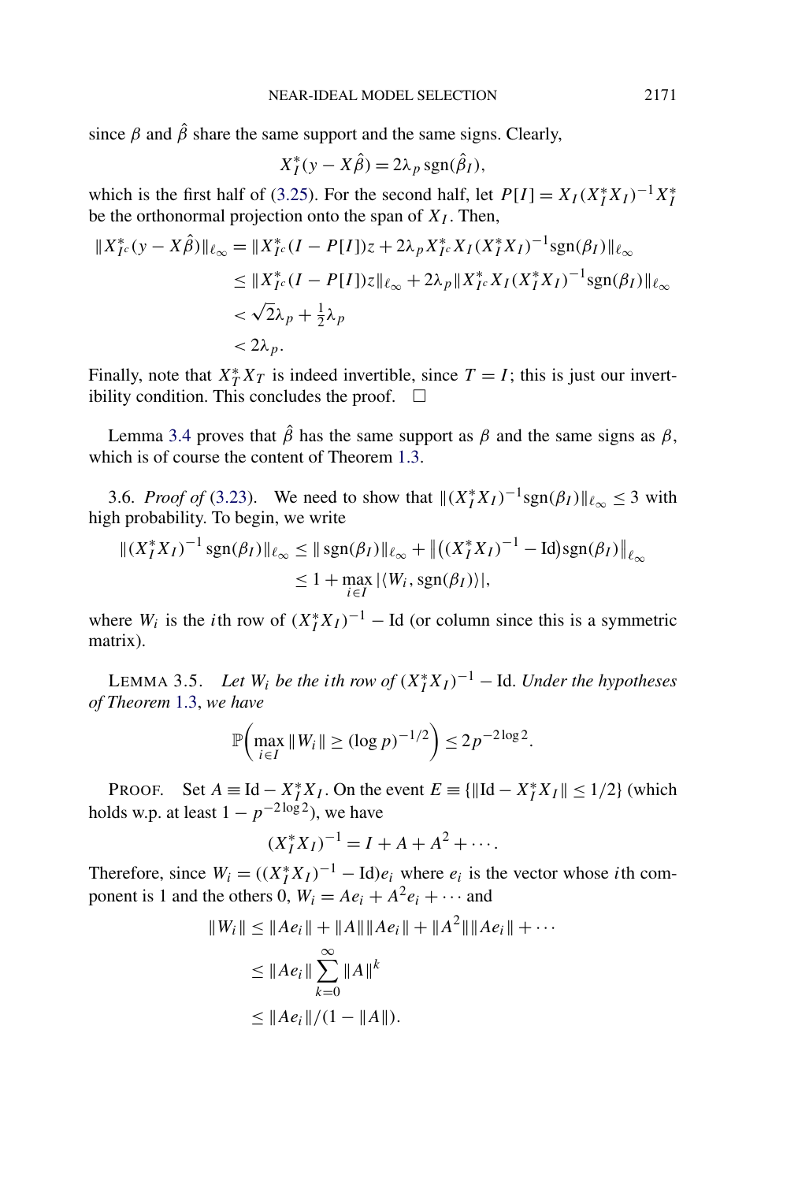since $\beta$ and $\hat{\beta}$ share the same support and the same signs. Clearly,

$$X_I^*(y - X\hat{\beta}) = 2\lambda_p \operatorname{sgn}(\hat{\beta}_I),$$

which is the first half of (3.25). For the second half, let $P[I] = X_I(X_I^* X_I)^{-1} X_I^*$ be the orthonormal projection onto the span of $X_I$. Then,

$$
\begin{aligned}
\|X_{I^c}^*(y - X\hat{\beta})\|_{\ell_\infty} &= \|X_{I^c}^*(I - P[I])z + 2\lambda_p X_{I^c}^* X_I (X_I^* X_I)^{-1} \operatorname{sgn}(\beta_I)\|_{\ell_\infty} \\
&\le \|X_{I^c}^*(I - P[I])z\|_{\ell_\infty} + 2\lambda_p \|X_{I^c}^* X_I (X_I^* X_I)^{-1} \operatorname{sgn}(\beta_I)\|_{\ell_\infty} \\
&< \sqrt{2}\lambda_p + \tfrac{1}{2}\lambda_p \\
&< 2\lambda_p.
\end{aligned}
$$

Finally, note that $X_T^* X_T$ is indeed invertible, since $T = I$; this is just our invertibility condition. This concludes the proof. $\square$

Lemma 3.4 proves that $\hat{\beta}$ has the same support as $\beta$ and the same signs as $\beta$, which is of course the content of Theorem 1.3.

3.6. *Proof of* (3.23). We need to show that $\|(X_I^* X_I)^{-1} \operatorname{sgn}(\beta_I)\|_{\ell_\infty} \le 3$ with high probability. To begin, we write

$$
\begin{aligned}
\|(X_I^* X_I)^{-1} \operatorname{sgn}(\beta_I)\|_{\ell_\infty} &\le \|\operatorname{sgn}(\beta_I)\|_{\ell_\infty} + \big\|\big((X_I^* X_I)^{-1} - \mathrm{Id}\big)\operatorname{sgn}(\beta_I)\big\|_{\ell_\infty} \\
&\le 1 + \max_{i \in I} |\langle W_i, \operatorname{sgn}(\beta_I)\rangle|,
\end{aligned}
$$

where $W_i$ is the $i$th row of $(X_I^* X_I)^{-1} - \mathrm{Id}$ (or column since this is a symmetric matrix).

LEMMA 3.5. *Let $W_i$ be the $i$th row of $(X_I^* X_I)^{-1} - \mathrm{Id}$. Under the hypotheses of Theorem 1.3, we have*

$$\mathbb{P}\Big(\max_{i \in I} \|W_i\| \ge (\log p)^{-1/2}\Big) \le 2p^{-2\log 2}.$$

PROOF. Set $A \equiv \mathrm{Id} - X_I^* X_I$. On the event $E \equiv \{\|\mathrm{Id} - X_I^* X_I\| \le 1/2\}$ (which holds w.p. at least $1 - p^{-2\log 2}$), we have

$$(X_I^* X_I)^{-1} = I + A + A^2 + \cdots.$$

Therefore, since $W_i = ((X_I^* X_I)^{-1} - \mathrm{Id})e_i$ where $e_i$ is the vector whose $i$th component is 1 and the others 0, $W_i = Ae_i + A^2 e_i + \cdots$ and

$$
\begin{aligned}
\|W_i\| &\le \|Ae_i\| + \|A\|\|Ae_i\| + \|A^2\|\|Ae_i\| + \cdots \\
&\le \|Ae_i\| \sum_{k=0}^{\infty} \|A\|^k \\
&\le \|Ae_i\|/(1 - \|A\|).
\end{aligned}
$$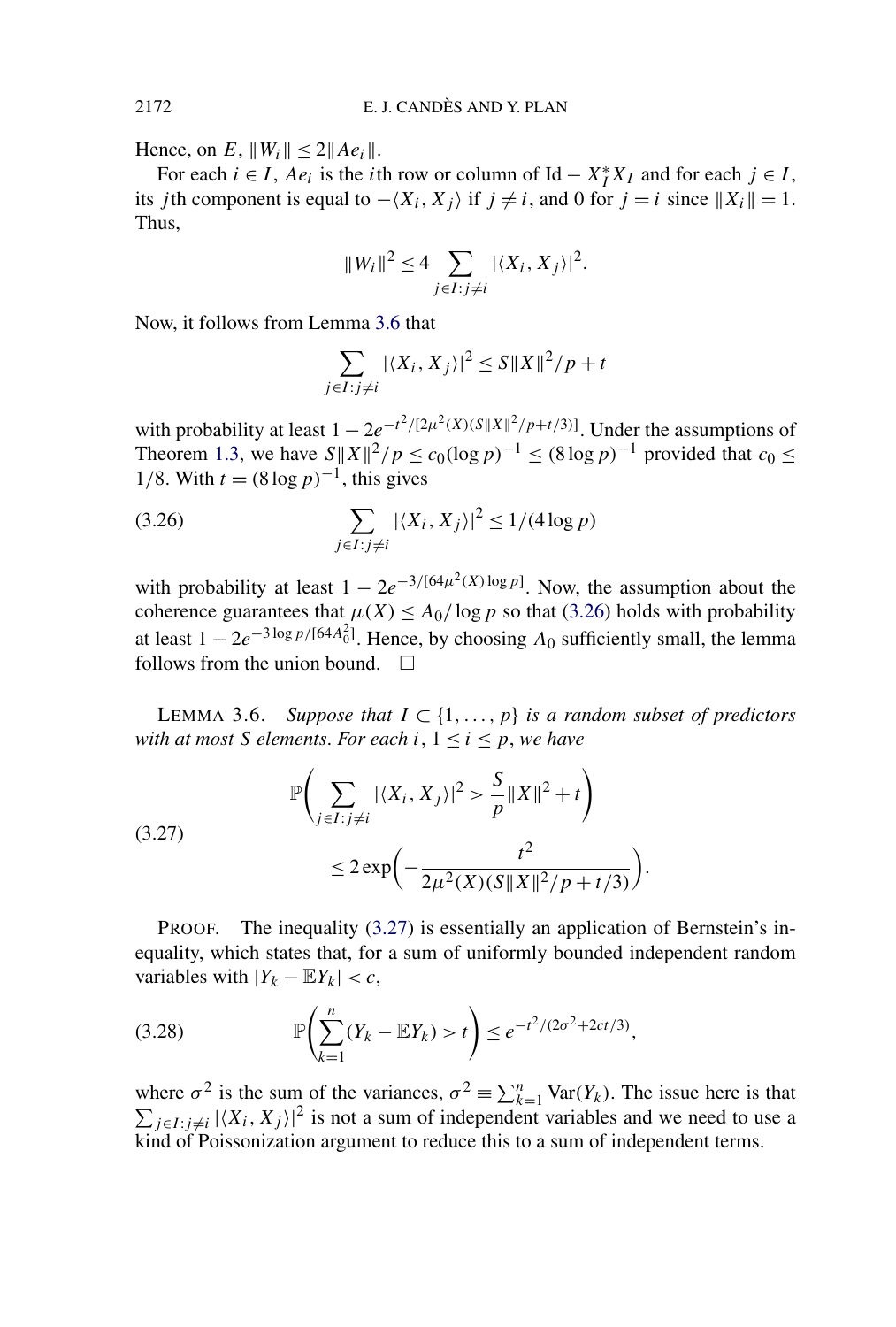Hence, on $E$, $\|W_i\| \le 2\|Ae_i\|$.

For each $i \in I$, $Ae_i$ is the $i$th row or column of $\mathrm{Id} - X_I^* X_I$ and for each $j \in I$, its $j$th component is equal to $-\langle X_i, X_j \rangle$ if $j \neq i$, and 0 for $j = i$ since $\|X_i\| = 1$. Thus,

$$\|W_i\|^2 \le 4 \sum_{j \in I : j \neq i} |\langle X_i, X_j \rangle|^2.$$

Now, it follows from Lemma 3.6 that

$$\sum_{j \in I : j \neq i} |\langle X_i, X_j \rangle|^2 \le S\|X\|^2/p + t$$

with probability at least $1 - 2e^{-t^2/[2\mu^2(X)(S\|X\|^2/p + t/3)]}$. Under the assumptions of Theorem 1.3, we have $S\|X\|^2/p \le c_0(\log p)^{-1} \le (8 \log p)^{-1}$ provided that $c_0 \le 1/8$. With $t = (8 \log p)^{-1}$, this gives

$$\sum_{j \in I : j \neq i} |\langle X_i, X_j \rangle|^2 \le 1/(4 \log p) \tag{3.26}$$

with probability at least $1 - 2e^{-3/[64\mu^2(X) \log p]}$. Now, the assumption about the coherence guarantees that $\mu(X) \le A_0/\log p$ so that (3.26) holds with probability at least $1 - 2e^{-3 \log p/[64 A_0^2]}$. Hence, by choosing $A_0$ sufficiently small, the lemma follows from the union bound. $\square$

LEMMA 3.6. *Suppose that $I \subset \{1, \ldots, p\}$ is a random subset of predictors with at most $S$ elements. For each $i$, $1 \le i \le p$, we have*

$$\mathbb{P}\left(\sum_{j \in I : j \neq i} |\langle X_i, X_j \rangle|^2 > \frac{S}{p}\|X\|^2 + t\right) \le 2 \exp\left(-\frac{t^2}{2\mu^2(X)(S\|X\|^2/p + t/3)}\right). \tag{3.27}$$

PROOF. The inequality (3.27) is essentially an application of Bernstein's inequality, which states that, for a sum of uniformly bounded independent random variables with $|Y_k - \mathbb{E}Y_k| < c$,

$$\mathbb{P}\left(\sum_{k=1}^{n} (Y_k - \mathbb{E}Y_k) > t\right) \le e^{-t^2/(2\sigma^2 + 2ct/3)}, \tag{3.28}$$

where $\sigma^2$ is the sum of the variances, $\sigma^2 \equiv \sum_{k=1}^{n} \mathrm{Var}(Y_k)$. The issue here is that $\sum_{j \in I : j \neq i} |\langle X_i, X_j \rangle|^2$ is not a sum of independent variables and we need to use a kind of Poissonization argument to reduce this to a sum of independent terms.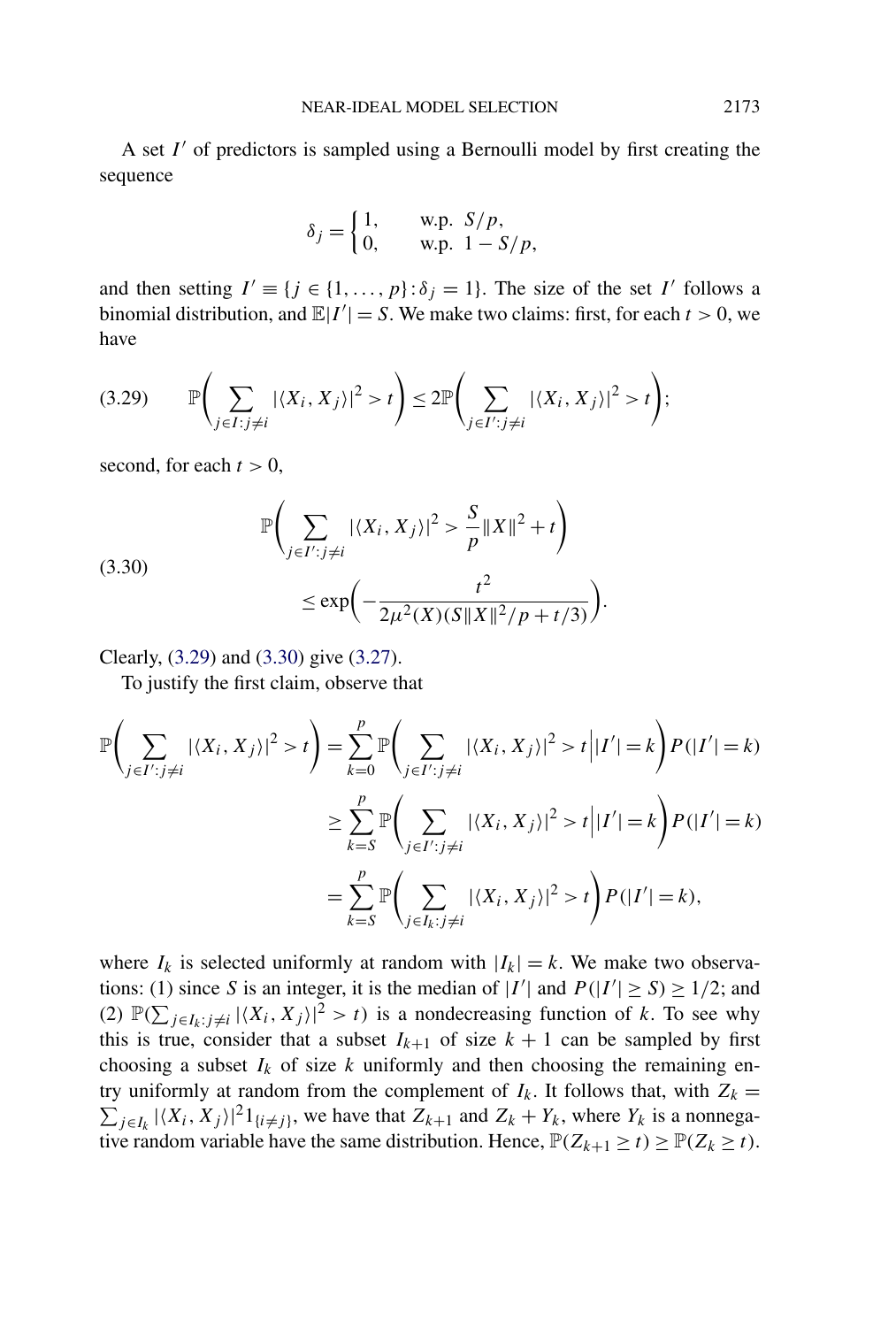A set $I'$ of predictors is sampled using a Bernoulli model by first creating the sequence

$$\delta_j = \begin{cases} 1, & \text{w.p. } S/p, \\ 0, & \text{w.p. } 1 - S/p, \end{cases}$$

and then setting $I' \equiv \{j \in \{1, \ldots, p\} : \delta_j = 1\}$. The size of the set $I'$ follows a binomial distribution, and $\mathbb{E}|I'| = S$. We make two claims: first, for each $t > 0$, we have

$$\mathbb{P}\biggl(\sum_{j \in I : j \neq i} |\langle X_i, X_j \rangle|^2 > t\biggr) \leq 2\mathbb{P}\biggl(\sum_{j \in I' : j \neq i} |\langle X_i, X_j \rangle|^2 > t\biggr); \tag{3.29}$$

second, for each $t > 0$,

$$\begin{aligned} &\mathbb{P}\biggl(\sum_{j \in I' : j \neq i} |\langle X_i, X_j \rangle|^2 > \frac{S}{p}\|X\|^2 + t\biggr) \\ &\qquad \leq \exp\biggl(-\frac{t^2}{2\mu^2(X)(S\|X\|^2/p + t/3)}\biggr). \end{aligned} \tag{3.30}$$

Clearly, (3.29) and (3.30) give (3.27).

To justify the first claim, observe that

$$\begin{aligned} \mathbb{P}\biggl(\sum_{j \in I' : j \neq i} |\langle X_i, X_j \rangle|^2 > t\biggr) &= \sum_{k=0}^{p} \mathbb{P}\biggl(\sum_{j \in I' : j \neq i} |\langle X_i, X_j \rangle|^2 > t \,\Big|\, |I'| = k\biggr) P(|I'| = k) \\ &\geq \sum_{k=S}^{p} \mathbb{P}\biggl(\sum_{j \in I' : j \neq i} |\langle X_i, X_j \rangle|^2 > t \,\Big|\, |I'| = k\biggr) P(|I'| = k) \\ &= \sum_{k=S}^{p} \mathbb{P}\biggl(\sum_{j \in I_k : j \neq i} |\langle X_i, X_j \rangle|^2 > t\biggr) P(|I'| = k), \end{aligned}$$

where $I_k$ is selected uniformly at random with $|I_k| = k$. We make two observations: (1) since $S$ is an integer, it is the median of $|I'|$ and $P(|I'| \geq S) \geq 1/2$; and (2) $\mathbb{P}(\sum_{j \in I_k : j \neq i} |\langle X_i, X_j \rangle|^2 > t)$ is a nondecreasing function of $k$. To see why this is true, consider that a subset $I_{k+1}$ of size $k+1$ can be sampled by first choosing a subset $I_k$ of size $k$ uniformly and then choosing the remaining entry uniformly at random from the complement of $I_k$. It follows that, with $Z_k = \sum_{j \in I_k} |\langle X_i, X_j \rangle|^2 1_{\{i \neq j\}}$, we have that $Z_{k+1}$ and $Z_k + Y_k$, where $Y_k$ is a nonnegative random variable have the same distribution. Hence, $\mathbb{P}(Z_{k+1} \geq t) \geq \mathbb{P}(Z_k \geq t)$.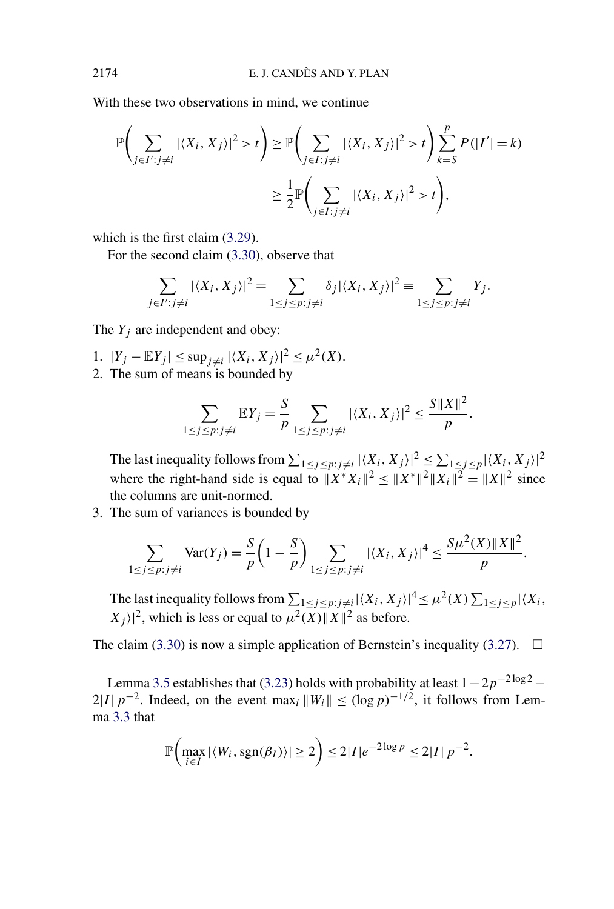With these two observations in mind, we continue

$$\mathbb{P}\left(\sum_{j\in I':j\neq i}|\langle X_i, X_j\rangle|^2 > t\right) \geq \mathbb{P}\left(\sum_{j\in I:j\neq i}|\langle X_i, X_j\rangle|^2 > t\right)\sum_{k=S}^{p} P(|I'|=k)$$

$$\geq \frac{1}{2}\mathbb{P}\left(\sum_{j\in I:j\neq i}|\langle X_i, X_j\rangle|^2 > t\right),$$

which is the first claim (3.29).

For the second claim (3.30), observe that

$$\sum_{j\in I':j\neq i}|\langle X_i, X_j\rangle|^2 = \sum_{1\leq j\leq p:j\neq i}\delta_j|\langle X_i, X_j\rangle|^2 \equiv \sum_{1\leq j\leq p:j\neq i} Y_j.$$

The $Y_j$ are independent and obey:

1. $|Y_j - \mathbb{E}Y_j| \leq \sup_{j\neq i}|\langle X_i, X_j\rangle|^2 \leq \mu^2(X)$.
2. The sum of means is bounded by

$$\sum_{1\leq j\leq p:j\neq i}\mathbb{E}Y_j = \frac{S}{p}\sum_{1\leq j\leq p:j\neq i}|\langle X_i, X_j\rangle|^2 \leq \frac{S\|X\|^2}{p}.$$

   The last inequality follows from $\sum_{1\leq j\leq p:j\neq i}|\langle X_i, X_j\rangle|^2 \leq \sum_{1\leq j\leq p}|\langle X_i, X_j\rangle|^2$ where the right-hand side is equal to $\|X^*X_i\|^2 \leq \|X^*\|^2\|X_i\|^2 = \|X\|^2$ since the columns are unit-normed.
3. The sum of variances is bounded by

$$\sum_{1\leq j\leq p:j\neq i}\mathrm{Var}(Y_j) = \frac{S}{p}\left(1-\frac{S}{p}\right)\sum_{1\leq j\leq p:j\neq i}|\langle X_i, X_j\rangle|^4 \leq \frac{S\mu^2(X)\|X\|^2}{p}.$$

   The last inequality follows from $\sum_{1\leq j\leq p:j\neq i}|\langle X_i, X_j\rangle|^4 \leq \mu^2(X)\sum_{1\leq j\leq p}|\langle X_i, X_j\rangle|^2$, which is less or equal to $\mu^2(X)\|X\|^2$ as before.

The claim (3.30) is now a simple application of Bernstein's inequality (3.27). $\square$

Lemma 3.5 establishes that (3.23) holds with probability at least $1 - 2p^{-2\log 2} - 2|I|\,p^{-2}$. Indeed, on the event $\max_i \|W_i\| \leq (\log p)^{-1/2}$, it follows from Lemma 3.3 that

$$\mathbb{P}\left(\max_{i\in I}|\langle W_i, \mathrm{sgn}(\beta_I)\rangle| \geq 2\right) \leq 2|I|e^{-2\log p} \leq 2|I|\,p^{-2}.$$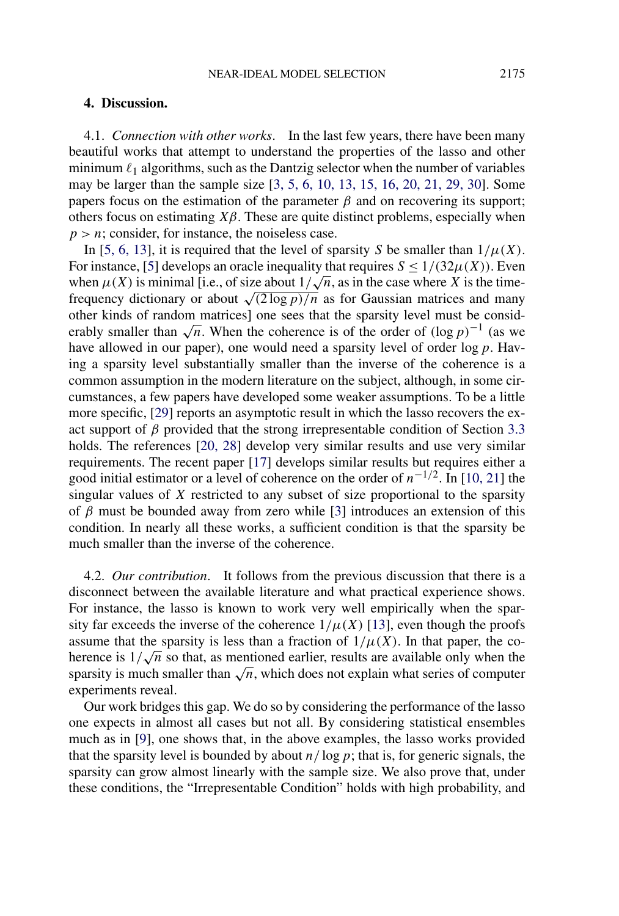## 4. Discussion.

4.1. *Connection with other works*. In the last few years, there have been many beautiful works that attempt to understand the properties of the lasso and other minimum $\ell_1$ algorithms, such as the Dantzig selector when the number of variables may be larger than the sample size [3, 5, 6, 10, 13, 15, 16, 20, 21, 29, 30]. Some papers focus on the estimation of the parameter $\beta$ and on recovering its support; others focus on estimating $X\beta$. These are quite distinct problems, especially when $p > n$; consider, for instance, the noiseless case.

In [5, 6, 13], it is required that the level of sparsity $S$ be smaller than $1/\mu(X)$. For instance, [5] develops an oracle inequality that requires $S \leq 1/(32\mu(X))$. Even when $\mu(X)$ is minimal [i.e., of size about $1/\sqrt{n}$, as in the case where $X$ is the time-frequency dictionary or about $\sqrt{(2\log p)/n}$ as for Gaussian matrices and many other kinds of random matrices] one sees that the sparsity level must be considerably smaller than $\sqrt{n}$. When the coherence is of the order of $(\log p)^{-1}$ (as we have allowed in our paper), one would need a sparsity level of order $\log p$. Having a sparsity level substantially smaller than the inverse of the coherence is a common assumption in the modern literature on the subject, although, in some circumstances, a few papers have developed some weaker assumptions. To be a little more specific, [29] reports an asymptotic result in which the lasso recovers the exact support of $\beta$ provided that the strong irrepresentable condition of Section 3.3 holds. The references [20, 28] develop very similar results and use very similar requirements. The recent paper [17] develops similar results but requires either a good initial estimator or a level of coherence on the order of $n^{-1/2}$. In [10, 21] the singular values of $X$ restricted to any subset of size proportional to the sparsity of $\beta$ must be bounded away from zero while [3] introduces an extension of this condition. In nearly all these works, a sufficient condition is that the sparsity be much smaller than the inverse of the coherence.

4.2. *Our contribution*. It follows from the previous discussion that there is a disconnect between the available literature and what practical experience shows. For instance, the lasso is known to work very well empirically when the sparsity far exceeds the inverse of the coherence $1/\mu(X)$ [13], even though the proofs assume that the sparsity is less than a fraction of $1/\mu(X)$. In that paper, the coherence is $1/\sqrt{n}$ so that, as mentioned earlier, results are available only when the sparsity is much smaller than $\sqrt{n}$, which does not explain what series of computer experiments reveal.

Our work bridges this gap. We do so by considering the performance of the lasso one expects in almost all cases but not all. By considering statistical ensembles much as in [9], one shows that, in the above examples, the lasso works provided that the sparsity level is bounded by about $n/\log p$; that is, for generic signals, the sparsity can grow almost linearly with the sample size. We also prove that, under these conditions, the "Irrepresentable Condition" holds with high probability, and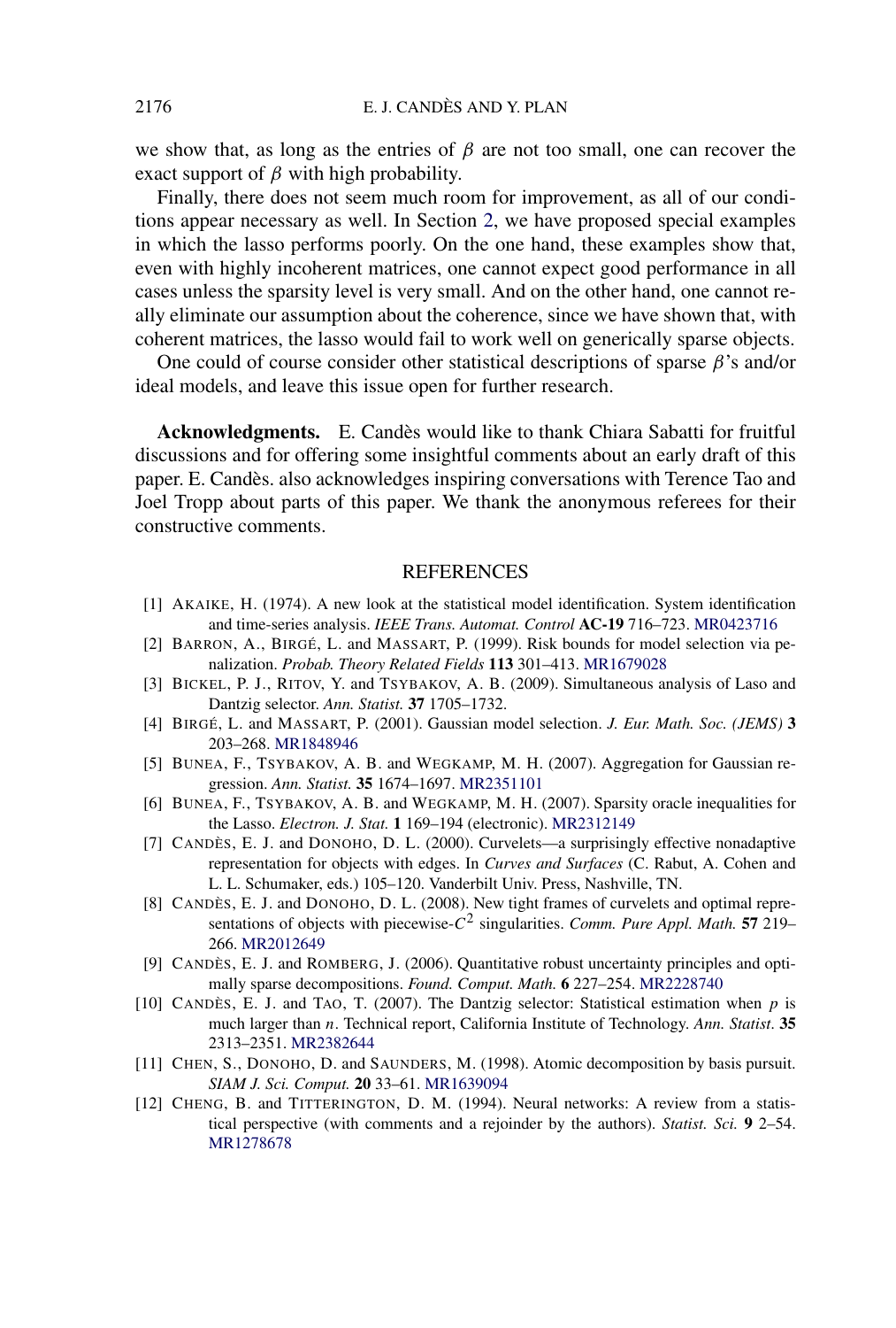we show that, as long as the entries of $\beta$ are not too small, one can recover the exact support of $\beta$ with high probability.

Finally, there does not seem much room for improvement, as all of our conditions appear necessary as well. In Section 2, we have proposed special examples in which the lasso performs poorly. On the one hand, these examples show that, even with highly incoherent matrices, one cannot expect good performance in all cases unless the sparsity level is very small. And on the other hand, one cannot really eliminate our assumption about the coherence, since we have shown that, with coherent matrices, the lasso would fail to work well on generically sparse objects.

One could of course consider other statistical descriptions of sparse $\beta$'s and/or ideal models, and leave this issue open for further research.

**Acknowledgments.** E. Candès would like to thank Chiara Sabatti for fruitful discussions and for offering some insightful comments about an early draft of this paper. E. Candès. also acknowledges inspiring conversations with Terence Tao and Joel Tropp about parts of this paper. We thank the anonymous referees for their constructive comments.

## REFERENCES

[1] AKAIKE, H. (1974). A new look at the statistical model identification. System identification and time-series analysis. *IEEE Trans. Automat. Control* **AC-19** 716–723. MR0423716

[2] BARRON, A., BIRGÉ, L. and MASSART, P. (1999). Risk bounds for model selection via penalization. *Probab. Theory Related Fields* **113** 301–413. MR1679028

[3] BICKEL, P. J., RITOV, Y. and TSYBAKOV, A. B. (2009). Simultaneous analysis of Laso and Dantzig selector. *Ann. Statist.* **37** 1705–1732.

[4] BIRGÉ, L. and MASSART, P. (2001). Gaussian model selection. *J. Eur. Math. Soc. (JEMS)* **3** 203–268. MR1848946

[5] BUNEA, F., TSYBAKOV, A. B. and WEGKAMP, M. H. (2007). Aggregation for Gaussian regression. *Ann. Statist.* **35** 1674–1697. MR2351101

[6] BUNEA, F., TSYBAKOV, A. B. and WEGKAMP, M. H. (2007). Sparsity oracle inequalities for the Lasso. *Electron. J. Stat.* **1** 169–194 (electronic). MR2312149

[7] CANDÈS, E. J. and DONOHO, D. L. (2000). Curvelets—a surprisingly effective nonadaptive representation for objects with edges. In *Curves and Surfaces* (C. Rabut, A. Cohen and L. L. Schumaker, eds.) 105–120. Vanderbilt Univ. Press, Nashville, TN.

[8] CANDÈS, E. J. and DONOHO, D. L. (2008). New tight frames of curvelets and optimal representations of objects with piecewise-$C^2$ singularities. *Comm. Pure Appl. Math.* **57** 219–266. MR2012649

[9] CANDÈS, E. J. and ROMBERG, J. (2006). Quantitative robust uncertainty principles and optimally sparse decompositions. *Found. Comput. Math.* **6** 227–254. MR2228740

[10] CANDÈS, E. J. and TAO, T. (2007). The Dantzig selector: Statistical estimation when $p$ is much larger than $n$. Technical report, California Institute of Technology. *Ann. Statist.* **35** 2313–2351. MR2382644

[11] CHEN, S., DONOHO, D. and SAUNDERS, M. (1998). Atomic decomposition by basis pursuit. *SIAM J. Sci. Comput.* **20** 33–61. MR1639094

[12] CHENG, B. and TITTERINGTON, D. M. (1994). Neural networks: A review from a statistical perspective (with comments and a rejoinder by the authors). *Statist. Sci.* **9** 2–54. MR1278678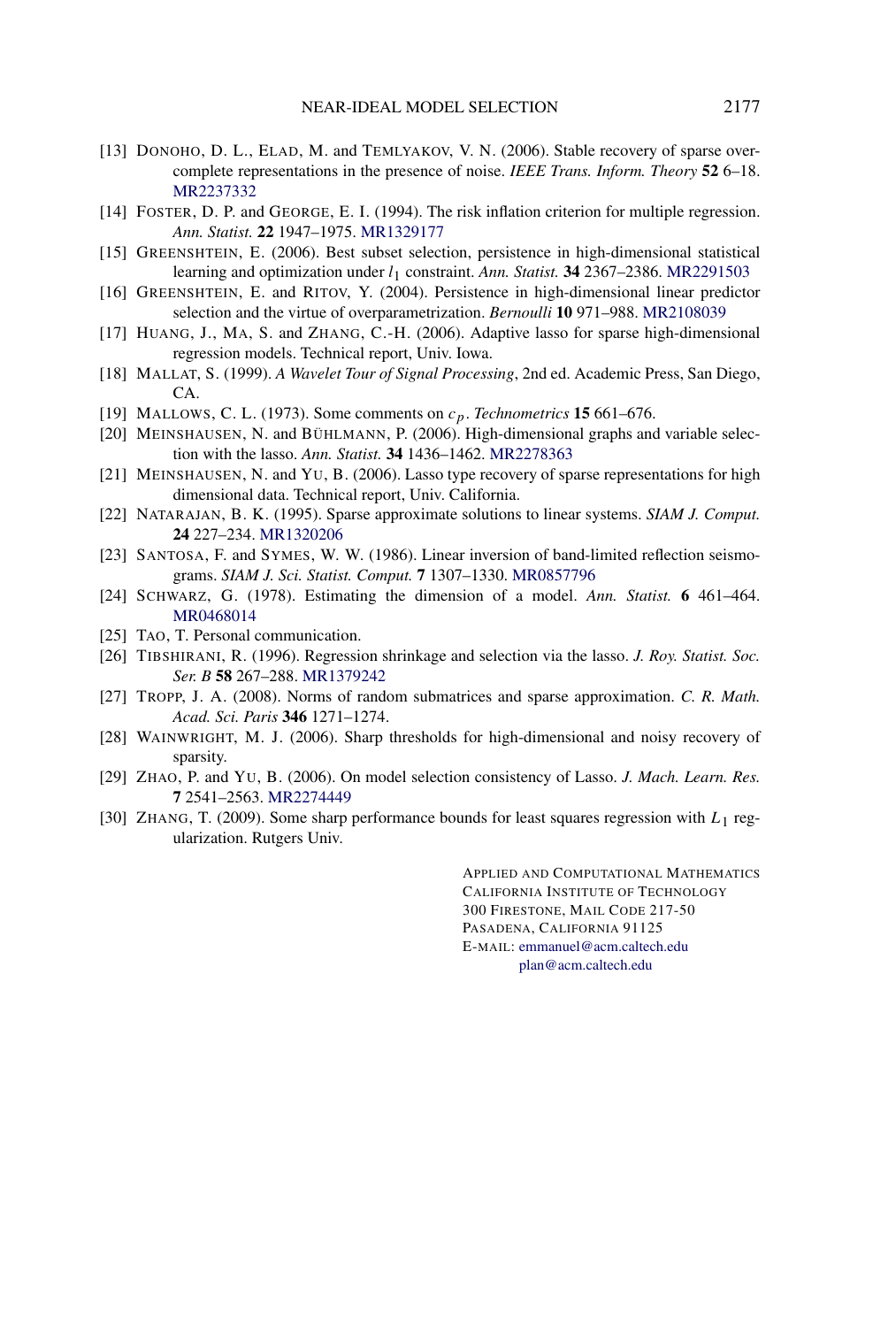[13] Donoho, D. L., Elad, M. and Temlyakov, V. N. (2006). Stable recovery of sparse overcomplete representations in the presence of noise. *IEEE Trans. Inform. Theory* **52** 6–18. MR2237332

[14] Foster, D. P. and George, E. I. (1994). The risk inflation criterion for multiple regression. *Ann. Statist.* **22** 1947–1975. MR1329177

[15] Greenshtein, E. (2006). Best subset selection, persistence in high-dimensional statistical learning and optimization under $l_1$ constraint. *Ann. Statist.* **34** 2367–2386. MR2291503

[16] Greenshtein, E. and Ritov, Y. (2004). Persistence in high-dimensional linear predictor selection and the virtue of overparametrization. *Bernoulli* **10** 971–988. MR2108039

[17] Huang, J., Ma, S. and Zhang, C.-H. (2006). Adaptive lasso for sparse high-dimensional regression models. Technical report, Univ. Iowa.

[18] Mallat, S. (1999). *A Wavelet Tour of Signal Processing*, 2nd ed. Academic Press, San Diego, CA.

[19] Mallows, C. L. (1973). Some comments on $c_p$. *Technometrics* **15** 661–676.

[20] Meinshausen, N. and Bühlmann, P. (2006). High-dimensional graphs and variable selection with the lasso. *Ann. Statist.* **34** 1436–1462. MR2278363

[21] Meinshausen, N. and Yu, B. (2006). Lasso type recovery of sparse representations for high dimensional data. Technical report, Univ. California.

[22] Natarajan, B. K. (1995). Sparse approximate solutions to linear systems. *SIAM J. Comput.* **24** 227–234. MR1320206

[23] Santosa, F. and Symes, W. W. (1986). Linear inversion of band-limited reflection seismograms. *SIAM J. Sci. Statist. Comput.* **7** 1307–1330. MR0857796

[24] Schwarz, G. (1978). Estimating the dimension of a model. *Ann. Statist.* **6** 461–464. MR0468014

[25] Tao, T. Personal communication.

[26] Tibshirani, R. (1996). Regression shrinkage and selection via the lasso. *J. Roy. Statist. Soc. Ser. B* **58** 267–288. MR1379242

[27] Tropp, J. A. (2008). Norms of random submatrices and sparse approximation. *C. R. Math. Acad. Sci. Paris* **346** 1271–1274.

[28] Wainwright, M. J. (2006). Sharp thresholds for high-dimensional and noisy recovery of sparsity.

[29] Zhao, P. and Yu, B. (2006). On model selection consistency of Lasso. *J. Mach. Learn. Res.* **7** 2541–2563. MR2274449

[30] Zhang, T. (2009). Some sharp performance bounds for least squares regression with $L_1$ regularization. Rutgers Univ.

Applied and Computational Mathematics
California Institute of Technology
300 Firestone, Mail Code 217-50
Pasadena, California 91125
E-mail: emmanuel@acm.caltech.edu
plan@acm.caltech.edu